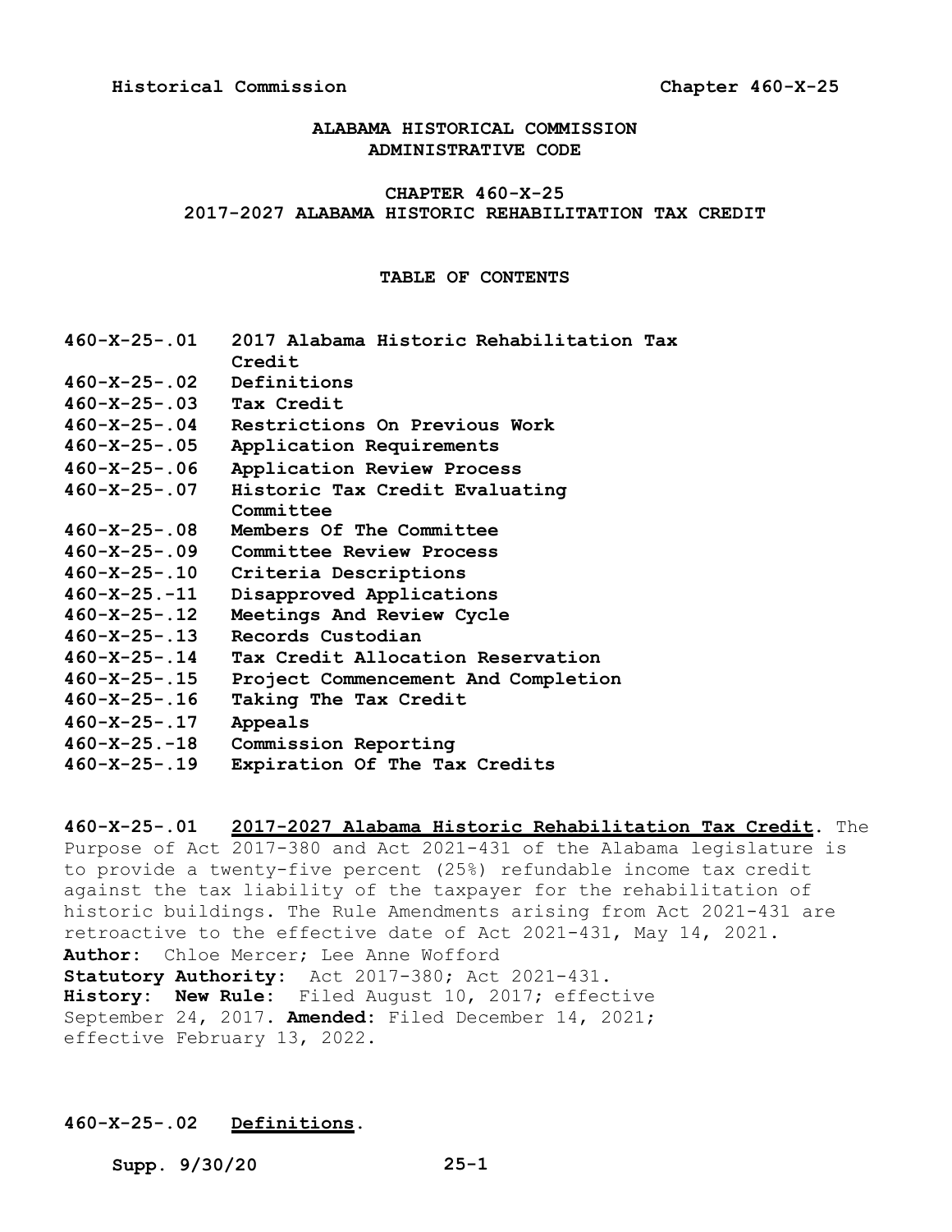# ALABAMA HISTORICAL COMMISSION ADMINISTRATIVE CODE

## CHAPTER 460-X-25 2017-2027 ALABAMA HISTORIC REHABILITATION TAX CREDIT

### TABLE OF CONTENTS

| | |
|---|---|
| 460-X-25-.01 | 2017 Alabama Historic Rehabilitation Tax Credit |
| 460-X-25-.02 | Definitions |
| 460-X-25-.03 | Tax Credit |
| 460-X-25-.04 | Restrictions On Previous Work |
| 460-X-25-.05 | Application Requirements |
| 460-X-25-.06 | Application Review Process |
| 460-X-25-.07 | Historic Tax Credit Evaluating Committee |
| 460-X-25-.08 | Members Of The Committee |
| 460-X-25-.09 | Committee Review Process |
| 460-X-25-.10 | Criteria Descriptions |
| 460-X-25.-11 | Disapproved Applications |
| 460-X-25-.12 | Meetings And Review Cycle |
| 460-X-25-.13 | Records Custodian |
| 460-X-25-.14 | Tax Credit Allocation Reservation |
| 460-X-25-.15 | Project Commencement And Completion |
| 460-X-25-.16 | Taking The Tax Credit |
| 460-X-25-.17 | Appeals |
| 460-X-25.-18 | Commission Reporting |
| 460-X-25-.19 | Expiration Of The Tax Credits |

**460-X-25-.01 2017-2027 Alabama Historic Rehabilitation Tax Credit.** The Purpose of Act 2017-380 and Act 2021-431 of the Alabama legislature is to provide a twenty-five percent (25%) refundable income tax credit against the tax liability of the taxpayer for the rehabilitation of historic buildings. The Rule Amendments arising from Act 2021-431 are retroactive to the effective date of Act 2021-431, May 14, 2021.

**Author:** Chloe Mercer; Lee Anne Wofford
**Statutory Authority:** Act 2017-380; Act 2021-431.
**History: New Rule:** Filed August 10, 2017; effective September 24, 2017. **Amended:** Filed December 14, 2021; effective February 13, 2022.

**460-X-25-.02 Definitions.**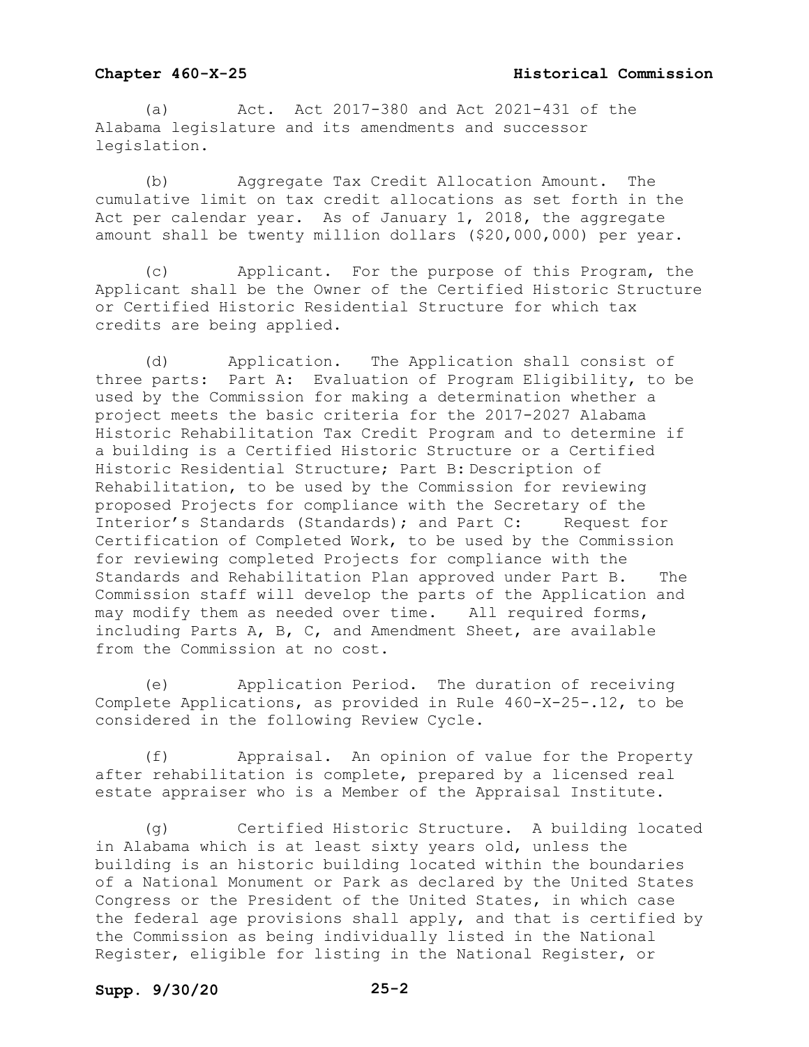(a) Act. Act 2017-380 and Act 2021-431 of the Alabama legislature and its amendments and successor legislation.

(b) Aggregate Tax Credit Allocation Amount. The cumulative limit on tax credit allocations as set forth in the Act per calendar year. As of January 1, 2018, the aggregate amount shall be twenty million dollars ($20,000,000) per year.

(c) Applicant. For the purpose of this Program, the Applicant shall be the Owner of the Certified Historic Structure or Certified Historic Residential Structure for which tax credits are being applied.

(d) Application. The Application shall consist of three parts: Part A: Evaluation of Program Eligibility, to be used by the Commission for making a determination whether a project meets the basic criteria for the 2017-2027 Alabama Historic Rehabilitation Tax Credit Program and to determine if a building is a Certified Historic Structure or a Certified Historic Residential Structure; Part B: Description of Rehabilitation, to be used by the Commission for reviewing proposed Projects for compliance with the Secretary of the Interior's Standards (Standards); and Part C: Request for Certification of Completed Work, to be used by the Commission for reviewing completed Projects for compliance with the Standards and Rehabilitation Plan approved under Part B. The Commission staff will develop the parts of the Application and may modify them as needed over time. All required forms, including Parts A, B, C, and Amendment Sheet, are available from the Commission at no cost.

(e) Application Period. The duration of receiving Complete Applications, as provided in Rule 460-X-25-.12, to be considered in the following Review Cycle.

(f) Appraisal. An opinion of value for the Property after rehabilitation is complete, prepared by a licensed real estate appraiser who is a Member of the Appraisal Institute.

(g) Certified Historic Structure. A building located in Alabama which is at least sixty years old, unless the building is an historic building located within the boundaries of a National Monument or Park as declared by the United States Congress or the President of the United States, in which case the federal age provisions shall apply, and that is certified by the Commission as being individually listed in the National Register, eligible for listing in the National Register, or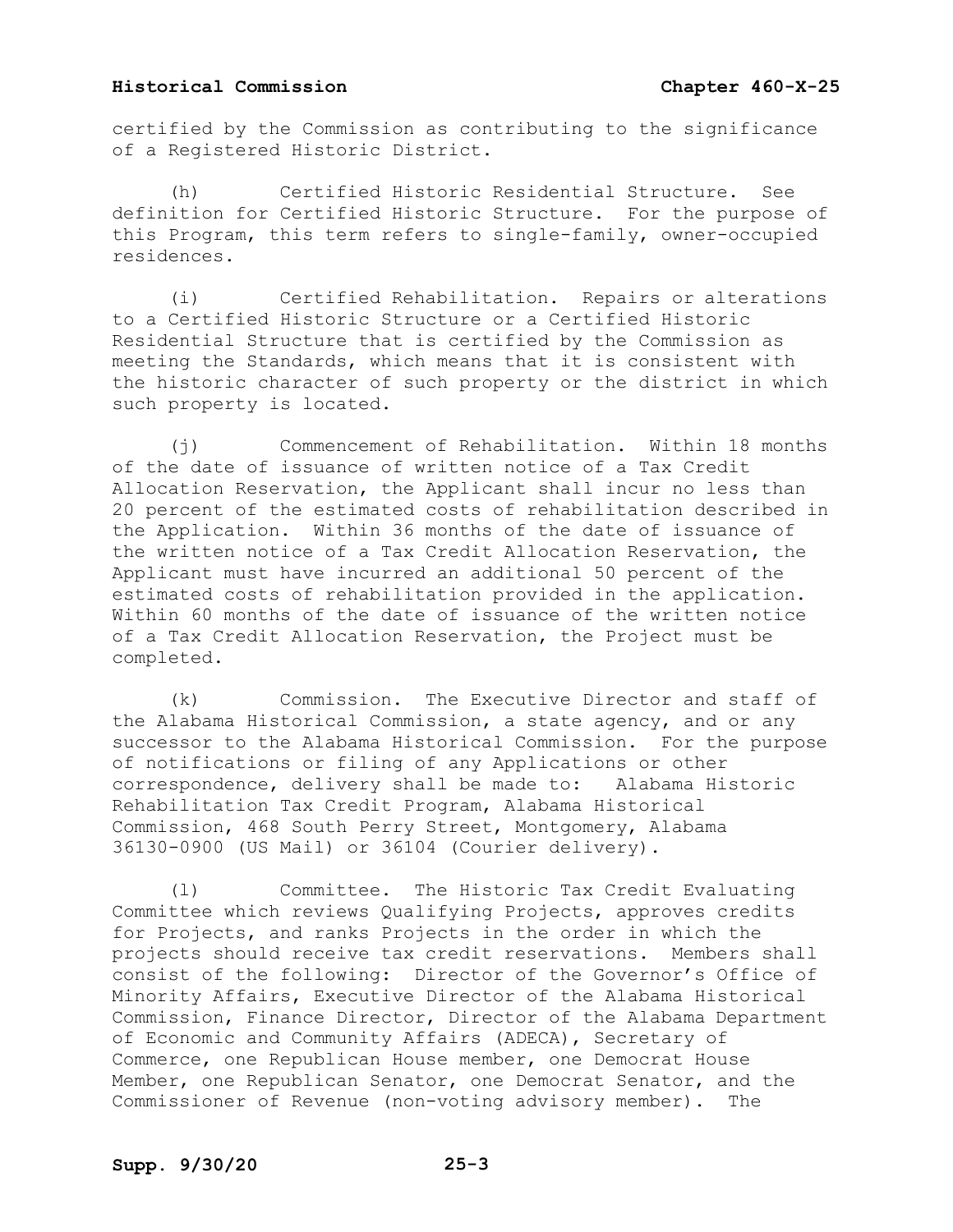certified by the Commission as contributing to the significance of a Registered Historic District.

(h) Certified Historic Residential Structure. See definition for Certified Historic Structure. For the purpose of this Program, this term refers to single-family, owner-occupied residences.

(i) Certified Rehabilitation. Repairs or alterations to a Certified Historic Structure or a Certified Historic Residential Structure that is certified by the Commission as meeting the Standards, which means that it is consistent with the historic character of such property or the district in which such property is located.

(j) Commencement of Rehabilitation. Within 18 months of the date of issuance of written notice of a Tax Credit Allocation Reservation, the Applicant shall incur no less than 20 percent of the estimated costs of rehabilitation described in the Application. Within 36 months of the date of issuance of the written notice of a Tax Credit Allocation Reservation, the Applicant must have incurred an additional 50 percent of the estimated costs of rehabilitation provided in the application. Within 60 months of the date of issuance of the written notice of a Tax Credit Allocation Reservation, the Project must be completed.

(k) Commission. The Executive Director and staff of the Alabama Historical Commission, a state agency, and or any successor to the Alabama Historical Commission. For the purpose of notifications or filing of any Applications or other correspondence, delivery shall be made to: Alabama Historic Rehabilitation Tax Credit Program, Alabama Historical Commission, 468 South Perry Street, Montgomery, Alabama 36130-0900 (US Mail) or 36104 (Courier delivery).

(l) Committee. The Historic Tax Credit Evaluating Committee which reviews Qualifying Projects, approves credits for Projects, and ranks Projects in the order in which the projects should receive tax credit reservations. Members shall consist of the following: Director of the Governor's Office of Minority Affairs, Executive Director of the Alabama Historical Commission, Finance Director, Director of the Alabama Department of Economic and Community Affairs (ADECA), Secretary of Commerce, one Republican House member, one Democrat House Member, one Republican Senator, one Democrat Senator, and the Commissioner of Revenue (non-voting advisory member). The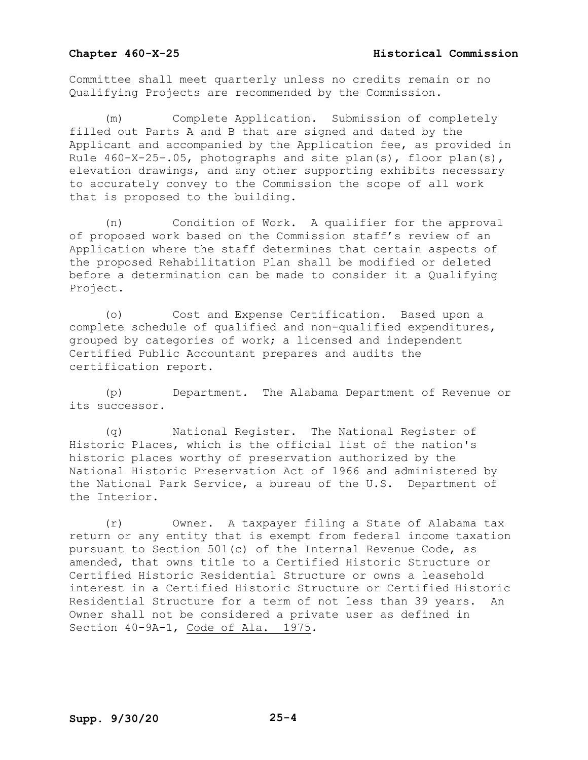Committee shall meet quarterly unless no credits remain or no Qualifying Projects are recommended by the Commission.

(m) Complete Application. Submission of completely filled out Parts A and B that are signed and dated by the Applicant and accompanied by the Application fee, as provided in Rule 460-X-25-.05, photographs and site plan(s), floor plan(s), elevation drawings, and any other supporting exhibits necessary to accurately convey to the Commission the scope of all work that is proposed to the building.

(n) Condition of Work. A qualifier for the approval of proposed work based on the Commission staff's review of an Application where the staff determines that certain aspects of the proposed Rehabilitation Plan shall be modified or deleted before a determination can be made to consider it a Qualifying Project.

(o) Cost and Expense Certification. Based upon a complete schedule of qualified and non-qualified expenditures, grouped by categories of work; a licensed and independent Certified Public Accountant prepares and audits the certification report.

(p) Department. The Alabama Department of Revenue or its successor.

(q) National Register. The National Register of Historic Places, which is the official list of the nation's historic places worthy of preservation authorized by the National Historic Preservation Act of 1966 and administered by the National Park Service, a bureau of the U.S. Department of the Interior.

(r) Owner. A taxpayer filing a State of Alabama tax return or any entity that is exempt from federal income taxation pursuant to Section 501(c) of the Internal Revenue Code, as amended, that owns title to a Certified Historic Structure or Certified Historic Residential Structure or owns a leasehold interest in a Certified Historic Structure or Certified Historic Residential Structure for a term of not less than 39 years. An Owner shall not be considered a private user as defined in Section 40-9A-1, Code of Ala. 1975.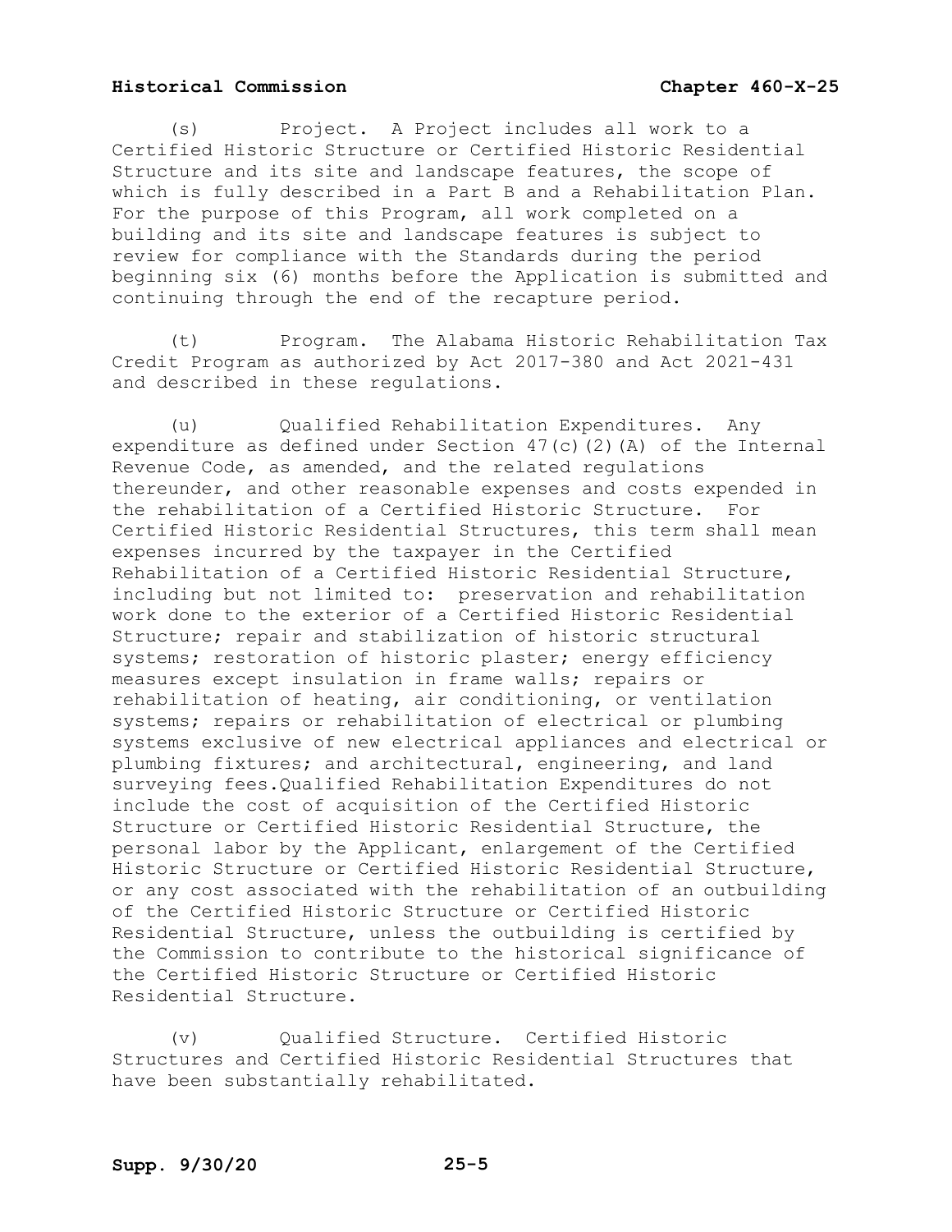(s) Project. A Project includes all work to a Certified Historic Structure or Certified Historic Residential Structure and its site and landscape features, the scope of which is fully described in a Part B and a Rehabilitation Plan. For the purpose of this Program, all work completed on a building and its site and landscape features is subject to review for compliance with the Standards during the period beginning six (6) months before the Application is submitted and continuing through the end of the recapture period.

(t) Program. The Alabama Historic Rehabilitation Tax Credit Program as authorized by Act 2017-380 and Act 2021-431 and described in these regulations.

(u) Qualified Rehabilitation Expenditures. Any expenditure as defined under Section 47(c)(2)(A) of the Internal Revenue Code, as amended, and the related regulations thereunder, and other reasonable expenses and costs expended in the rehabilitation of a Certified Historic Structure. For Certified Historic Residential Structures, this term shall mean expenses incurred by the taxpayer in the Certified Rehabilitation of a Certified Historic Residential Structure, including but not limited to: preservation and rehabilitation work done to the exterior of a Certified Historic Residential Structure; repair and stabilization of historic structural systems; restoration of historic plaster; energy efficiency measures except insulation in frame walls; repairs or rehabilitation of heating, air conditioning, or ventilation systems; repairs or rehabilitation of electrical or plumbing systems exclusive of new electrical appliances and electrical or plumbing fixtures; and architectural, engineering, and land surveying fees.Qualified Rehabilitation Expenditures do not include the cost of acquisition of the Certified Historic Structure or Certified Historic Residential Structure, the personal labor by the Applicant, enlargement of the Certified Historic Structure or Certified Historic Residential Structure, or any cost associated with the rehabilitation of an outbuilding of the Certified Historic Structure or Certified Historic Residential Structure, unless the outbuilding is certified by the Commission to contribute to the historical significance of the Certified Historic Structure or Certified Historic Residential Structure.

(v) Qualified Structure. Certified Historic Structures and Certified Historic Residential Structures that have been substantially rehabilitated.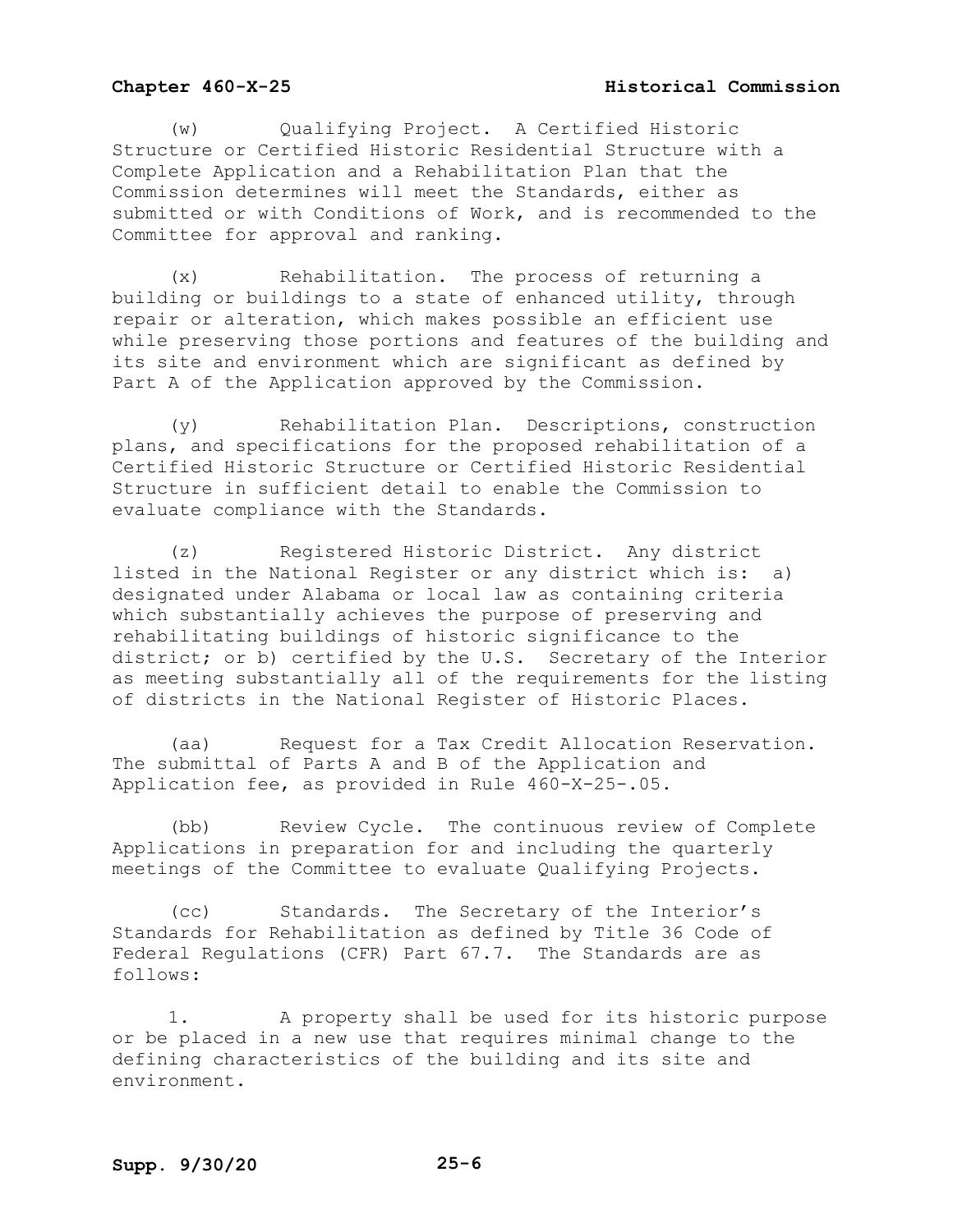(w) Qualifying Project. A Certified Historic Structure or Certified Historic Residential Structure with a Complete Application and a Rehabilitation Plan that the Commission determines will meet the Standards, either as submitted or with Conditions of Work, and is recommended to the Committee for approval and ranking.

(x) Rehabilitation. The process of returning a building or buildings to a state of enhanced utility, through repair or alteration, which makes possible an efficient use while preserving those portions and features of the building and its site and environment which are significant as defined by Part A of the Application approved by the Commission.

(y) Rehabilitation Plan. Descriptions, construction plans, and specifications for the proposed rehabilitation of a Certified Historic Structure or Certified Historic Residential Structure in sufficient detail to enable the Commission to evaluate compliance with the Standards.

(z) Registered Historic District. Any district listed in the National Register or any district which is: a) designated under Alabama or local law as containing criteria which substantially achieves the purpose of preserving and rehabilitating buildings of historic significance to the district; or b) certified by the U.S. Secretary of the Interior as meeting substantially all of the requirements for the listing of districts in the National Register of Historic Places.

(aa) Request for a Tax Credit Allocation Reservation. The submittal of Parts A and B of the Application and Application fee, as provided in Rule 460-X-25-.05.

(bb) Review Cycle. The continuous review of Complete Applications in preparation for and including the quarterly meetings of the Committee to evaluate Qualifying Projects.

(cc) Standards. The Secretary of the Interior's Standards for Rehabilitation as defined by Title 36 Code of Federal Regulations (CFR) Part 67.7. The Standards are as follows:

1. A property shall be used for its historic purpose or be placed in a new use that requires minimal change to the defining characteristics of the building and its site and environment.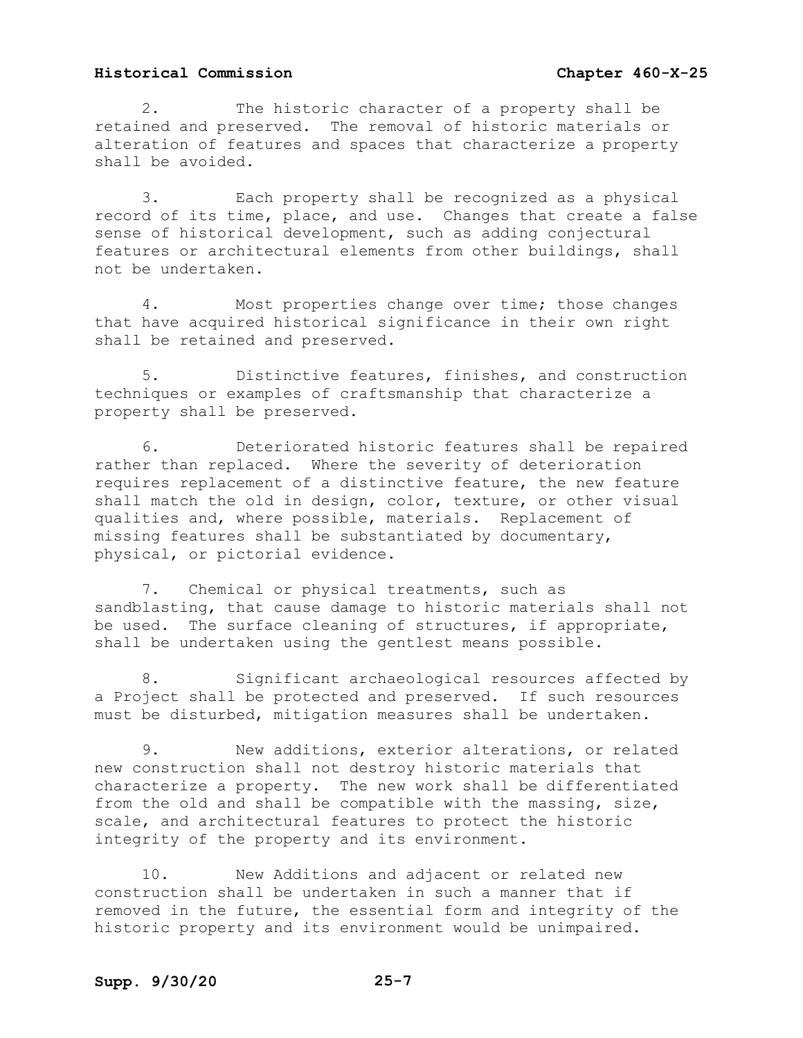2. The historic character of a property shall be retained and preserved. The removal of historic materials or alteration of features and spaces that characterize a property shall be avoided.

3. Each property shall be recognized as a physical record of its time, place, and use. Changes that create a false sense of historical development, such as adding conjectural features or architectural elements from other buildings, shall not be undertaken.

4. Most properties change over time; those changes that have acquired historical significance in their own right shall be retained and preserved.

5. Distinctive features, finishes, and construction techniques or examples of craftsmanship that characterize a property shall be preserved.

6. Deteriorated historic features shall be repaired rather than replaced. Where the severity of deterioration requires replacement of a distinctive feature, the new feature shall match the old in design, color, texture, or other visual qualities and, where possible, materials. Replacement of missing features shall be substantiated by documentary, physical, or pictorial evidence.

7. Chemical or physical treatments, such as sandblasting, that cause damage to historic materials shall not be used. The surface cleaning of structures, if appropriate, shall be undertaken using the gentlest means possible.

8. Significant archaeological resources affected by a Project shall be protected and preserved. If such resources must be disturbed, mitigation measures shall be undertaken.

9. New additions, exterior alterations, or related new construction shall not destroy historic materials that characterize a property. The new work shall be differentiated from the old and shall be compatible with the massing, size, scale, and architectural features to protect the historic integrity of the property and its environment.

10. New Additions and adjacent or related new construction shall be undertaken in such a manner that if removed in the future, the essential form and integrity of the historic property and its environment would be unimpaired.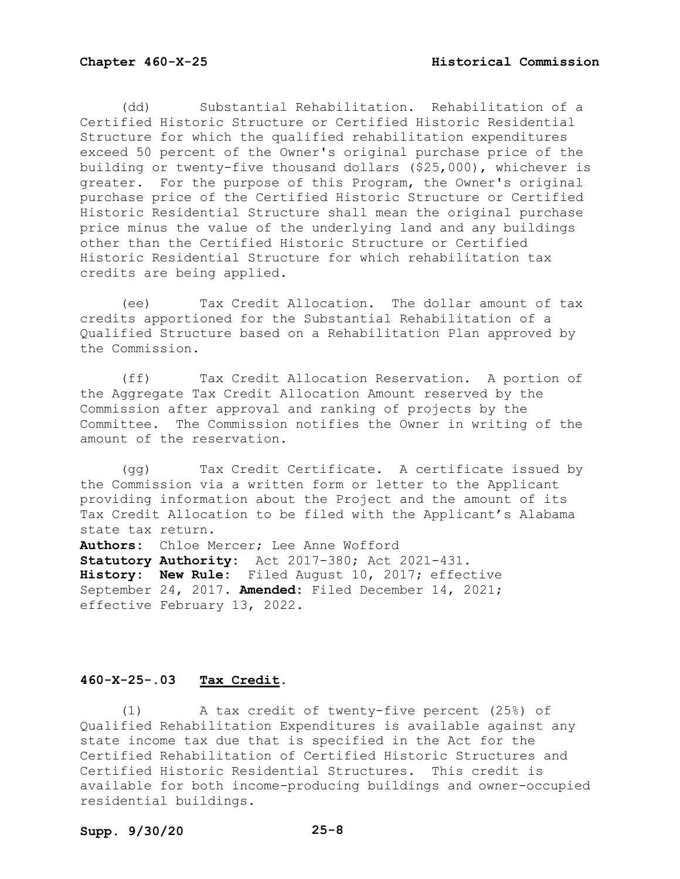(dd) Substantial Rehabilitation. Rehabilitation of a Certified Historic Structure or Certified Historic Residential Structure for which the qualified rehabilitation expenditures exceed 50 percent of the Owner's original purchase price of the building or twenty-five thousand dollars ($25,000), whichever is greater. For the purpose of this Program, the Owner's original purchase price of the Certified Historic Structure or Certified Historic Residential Structure shall mean the original purchase price minus the value of the underlying land and any buildings other than the Certified Historic Structure or Certified Historic Residential Structure for which rehabilitation tax credits are being applied.

(ee) Tax Credit Allocation. The dollar amount of tax credits apportioned for the Substantial Rehabilitation of a Qualified Structure based on a Rehabilitation Plan approved by the Commission.

(ff) Tax Credit Allocation Reservation. A portion of the Aggregate Tax Credit Allocation Amount reserved by the Commission after approval and ranking of projects by the Committee. The Commission notifies the Owner in writing of the amount of the reservation.

(gg) Tax Credit Certificate. A certificate issued by the Commission via a written form or letter to the Applicant providing information about the Project and the amount of its Tax Credit Allocation to be filed with the Applicant's Alabama state tax return.

**Authors:** Chloe Mercer; Lee Anne Wofford
**Statutory Authority:** Act 2017-380; Act 2021-431.
**History:** **New Rule:** Filed August 10, 2017; effective September 24, 2017. **Amended:** Filed December 14, 2021; effective February 13, 2022.

### 460-X-25-.03 Tax Credit.

(1) A tax credit of twenty-five percent (25%) of Qualified Rehabilitation Expenditures is available against any state income tax due that is specified in the Act for the Certified Rehabilitation of Certified Historic Structures and Certified Historic Residential Structures. This credit is available for both income-producing buildings and owner-occupied residential buildings.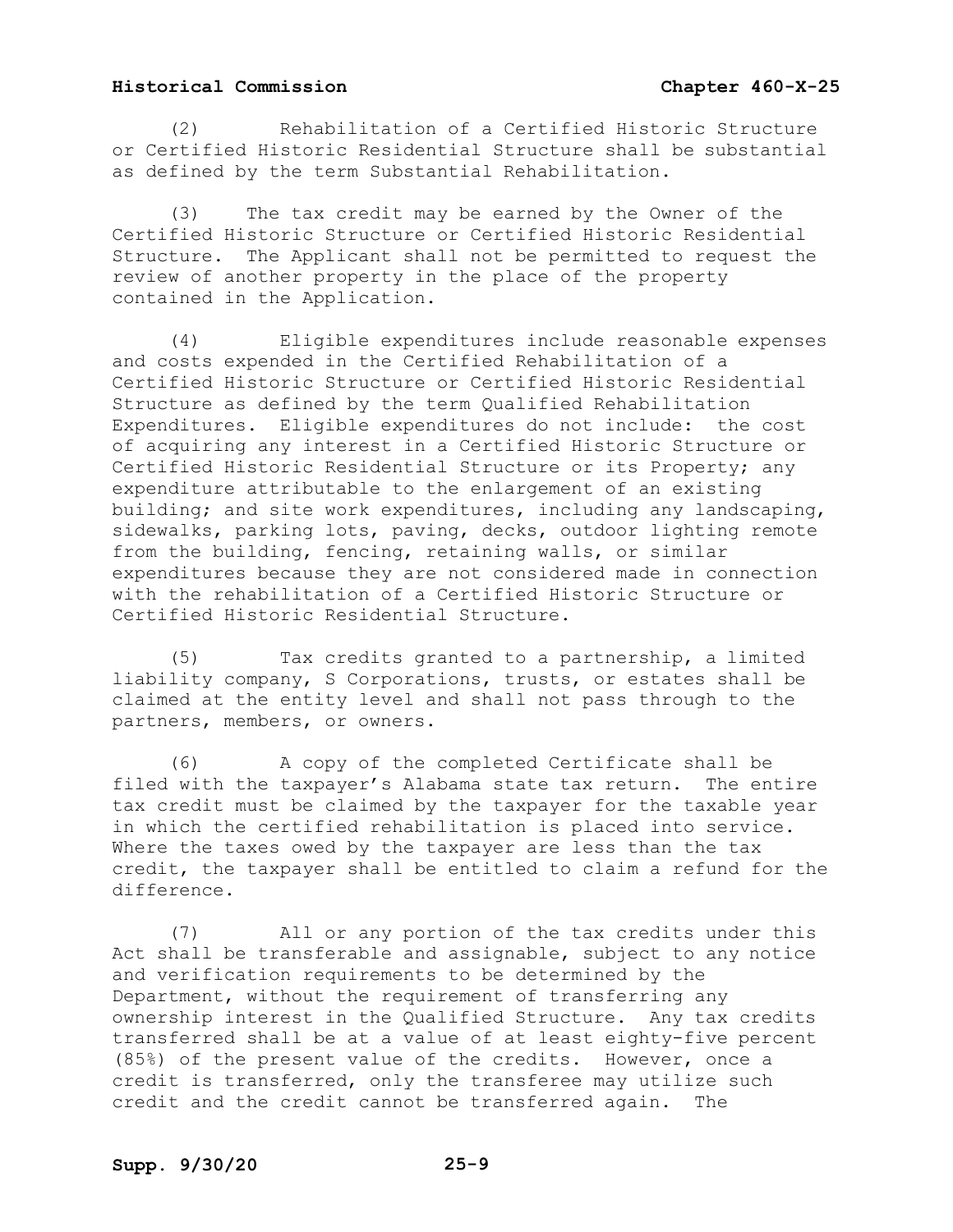(2) Rehabilitation of a Certified Historic Structure or Certified Historic Residential Structure shall be substantial as defined by the term Substantial Rehabilitation.

(3) The tax credit may be earned by the Owner of the Certified Historic Structure or Certified Historic Residential Structure. The Applicant shall not be permitted to request the review of another property in the place of the property contained in the Application.

(4) Eligible expenditures include reasonable expenses and costs expended in the Certified Rehabilitation of a Certified Historic Structure or Certified Historic Residential Structure as defined by the term Qualified Rehabilitation Expenditures. Eligible expenditures do not include: the cost of acquiring any interest in a Certified Historic Structure or Certified Historic Residential Structure or its Property; any expenditure attributable to the enlargement of an existing building; and site work expenditures, including any landscaping, sidewalks, parking lots, paving, decks, outdoor lighting remote from the building, fencing, retaining walls, or similar expenditures because they are not considered made in connection with the rehabilitation of a Certified Historic Structure or Certified Historic Residential Structure.

(5) Tax credits granted to a partnership, a limited liability company, S Corporations, trusts, or estates shall be claimed at the entity level and shall not pass through to the partners, members, or owners.

(6) A copy of the completed Certificate shall be filed with the taxpayer's Alabama state tax return. The entire tax credit must be claimed by the taxpayer for the taxable year in which the certified rehabilitation is placed into service. Where the taxes owed by the taxpayer are less than the tax credit, the taxpayer shall be entitled to claim a refund for the difference.

(7) All or any portion of the tax credits under this Act shall be transferable and assignable, subject to any notice and verification requirements to be determined by the Department, without the requirement of transferring any ownership interest in the Qualified Structure. Any tax credits transferred shall be at a value of at least eighty-five percent (85%) of the present value of the credits. However, once a credit is transferred, only the transferee may utilize such credit and the credit cannot be transferred again. The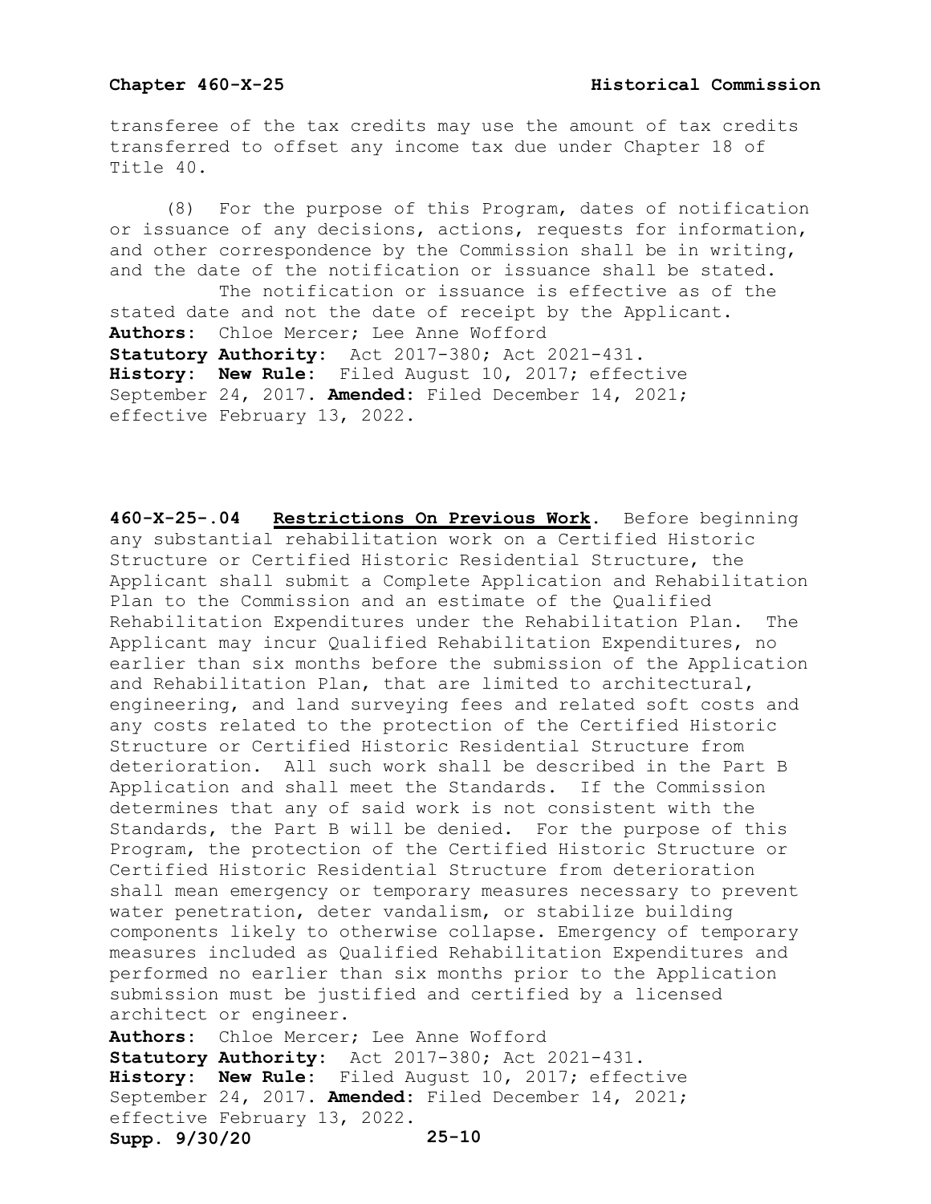transferee of the tax credits may use the amount of tax credits transferred to offset any income tax due under Chapter 18 of Title 40.

(8) For the purpose of this Program, dates of notification or issuance of any decisions, actions, requests for information, and other correspondence by the Commission shall be in writing, and the date of the notification or issuance shall be stated. The notification or issuance is effective as of the stated date and not the date of receipt by the Applicant.

**Authors:** Chloe Mercer; Lee Anne Wofford
**Statutory Authority:** Act 2017-380; Act 2021-431.
**History:** **New Rule:** Filed August 10, 2017; effective September 24, 2017. **Amended:** Filed December 14, 2021; effective February 13, 2022.

**460-X-25-.04** **Restrictions On Previous Work.** Before beginning any substantial rehabilitation work on a Certified Historic Structure or Certified Historic Residential Structure, the Applicant shall submit a Complete Application and Rehabilitation Plan to the Commission and an estimate of the Qualified Rehabilitation Expenditures under the Rehabilitation Plan. The Applicant may incur Qualified Rehabilitation Expenditures, no earlier than six months before the submission of the Application and Rehabilitation Plan, that are limited to architectural, engineering, and land surveying fees and related soft costs and any costs related to the protection of the Certified Historic Structure or Certified Historic Residential Structure from deterioration. All such work shall be described in the Part B Application and shall meet the Standards. If the Commission determines that any of said work is not consistent with the Standards, the Part B will be denied. For the purpose of this Program, the protection of the Certified Historic Structure or Certified Historic Residential Structure from deterioration shall mean emergency or temporary measures necessary to prevent water penetration, deter vandalism, or stabilize building components likely to otherwise collapse. Emergency of temporary measures included as Qualified Rehabilitation Expenditures and performed no earlier than six months prior to the Application submission must be justified and certified by a licensed architect or engineer.

**Authors:** Chloe Mercer; Lee Anne Wofford
**Statutory Authority:** Act 2017-380; Act 2021-431.
**History:** **New Rule:** Filed August 10, 2017; effective September 24, 2017. **Amended:** Filed December 14, 2021; effective February 13, 2022.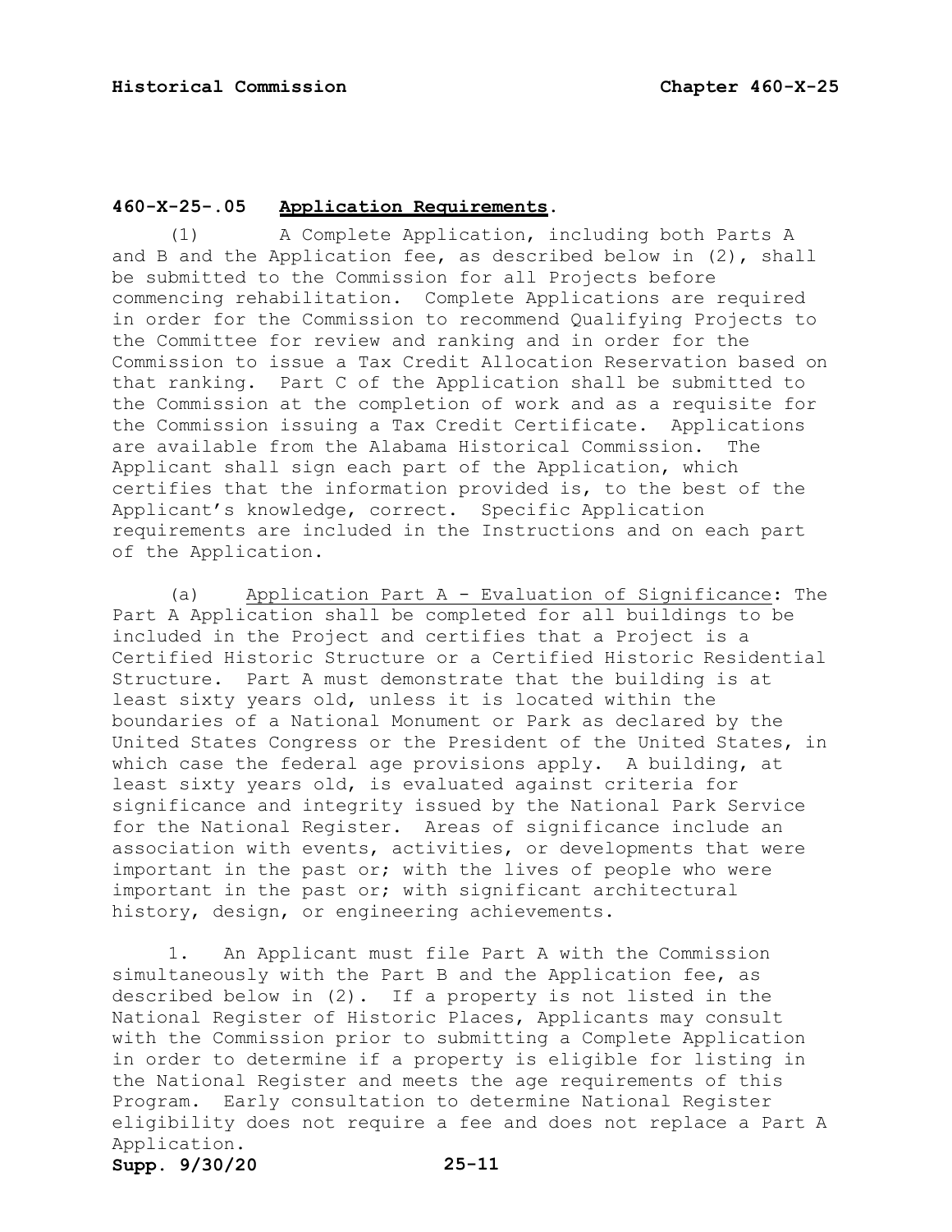## 460-X-25-.05 Application Requirements.

(1) A Complete Application, including both Parts A and B and the Application fee, as described below in (2), shall be submitted to the Commission for all Projects before commencing rehabilitation. Complete Applications are required in order for the Commission to recommend Qualifying Projects to the Committee for review and ranking and in order for the Commission to issue a Tax Credit Allocation Reservation based on that ranking. Part C of the Application shall be submitted to the Commission at the completion of work and as a requisite for the Commission issuing a Tax Credit Certificate. Applications are available from the Alabama Historical Commission. The Applicant shall sign each part of the Application, which certifies that the information provided is, to the best of the Applicant's knowledge, correct. Specific Application requirements are included in the Instructions and on each part of the Application.

(a) Application Part A - Evaluation of Significance: The Part A Application shall be completed for all buildings to be included in the Project and certifies that a Project is a Certified Historic Structure or a Certified Historic Residential Structure. Part A must demonstrate that the building is at least sixty years old, unless it is located within the boundaries of a National Monument or Park as declared by the United States Congress or the President of the United States, in which case the federal age provisions apply. A building, at least sixty years old, is evaluated against criteria for significance and integrity issued by the National Park Service for the National Register. Areas of significance include an association with events, activities, or developments that were important in the past or; with the lives of people who were important in the past or; with significant architectural history, design, or engineering achievements.

1. An Applicant must file Part A with the Commission simultaneously with the Part B and the Application fee, as described below in (2). If a property is not listed in the National Register of Historic Places, Applicants may consult with the Commission prior to submitting a Complete Application in order to determine if a property is eligible for listing in the National Register and meets the age requirements of this Program. Early consultation to determine National Register eligibility does not require a fee and does not replace a Part A Application.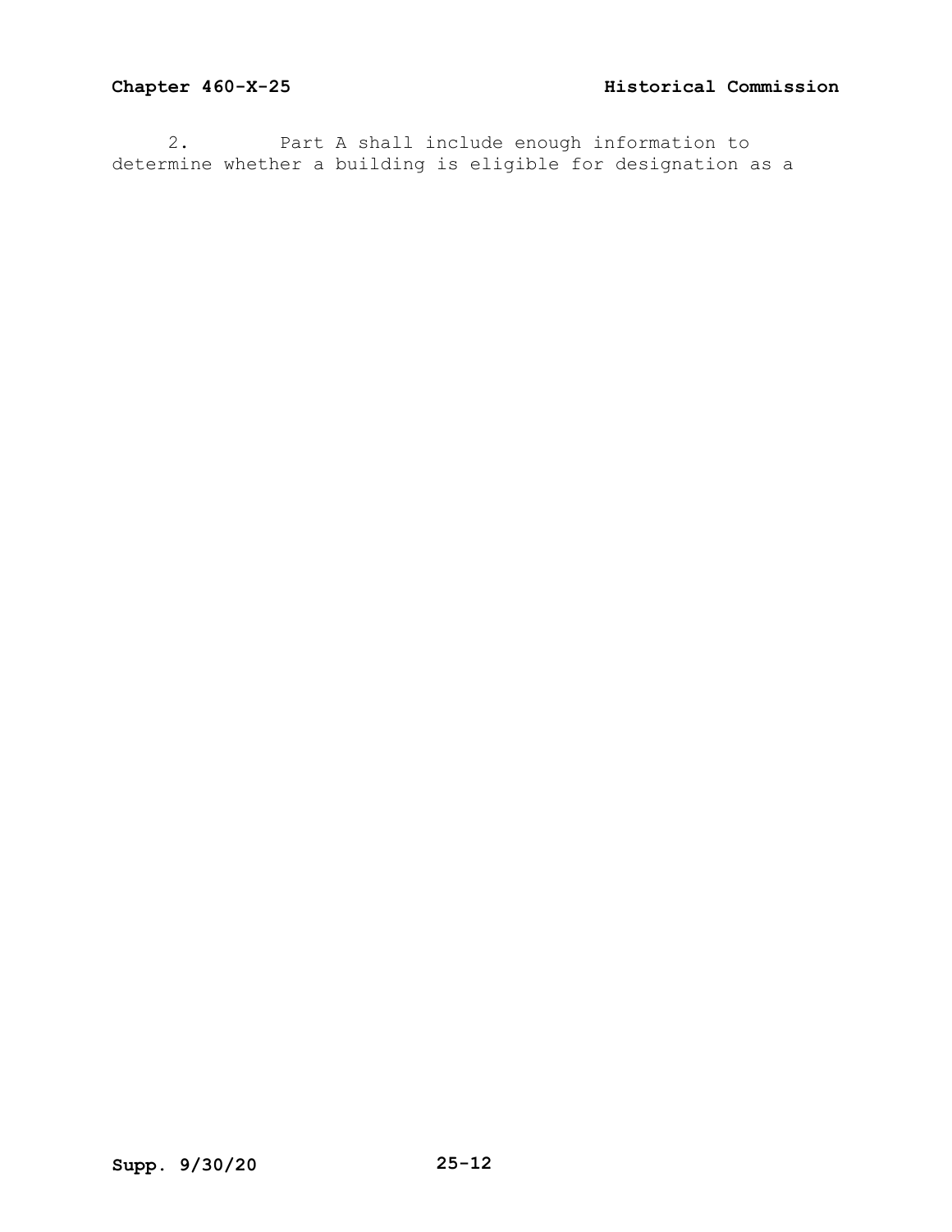2. Part A shall include enough information to determine whether a building is eligible for designation as a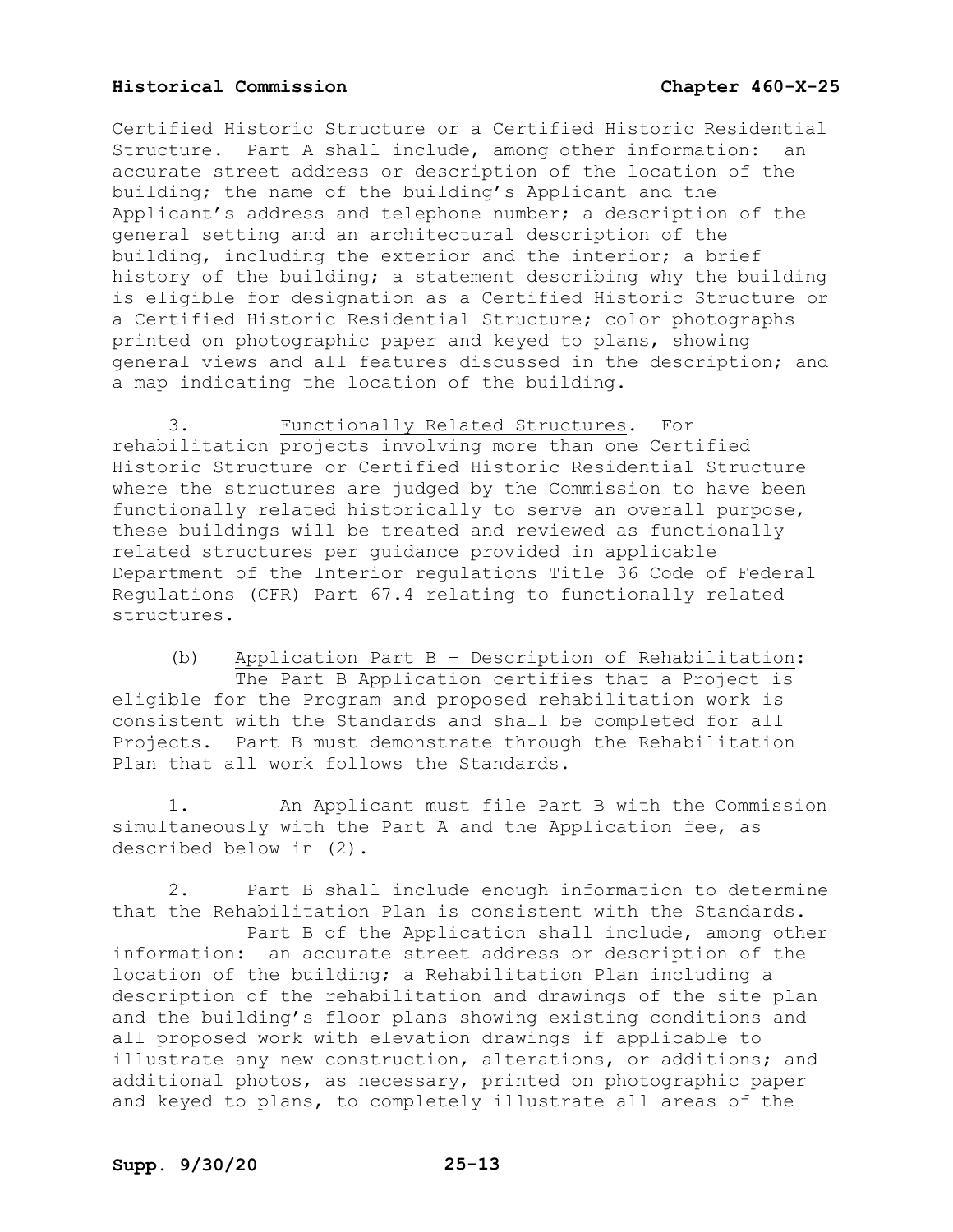Certified Historic Structure or a Certified Historic Residential Structure. Part A shall include, among other information: an accurate street address or description of the location of the building; the name of the building's Applicant and the Applicant's address and telephone number; a description of the general setting and an architectural description of the building, including the exterior and the interior; a brief history of the building; a statement describing why the building is eligible for designation as a Certified Historic Structure or a Certified Historic Residential Structure; color photographs printed on photographic paper and keyed to plans, showing general views and all features discussed in the description; and a map indicating the location of the building.

3. Functionally Related Structures. For rehabilitation projects involving more than one Certified Historic Structure or Certified Historic Residential Structure where the structures are judged by the Commission to have been functionally related historically to serve an overall purpose, these buildings will be treated and reviewed as functionally related structures per guidance provided in applicable Department of the Interior regulations Title 36 Code of Federal Regulations (CFR) Part 67.4 relating to functionally related structures.

(b) Application Part B – Description of Rehabilitation: The Part B Application certifies that a Project is eligible for the Program and proposed rehabilitation work is consistent with the Standards and shall be completed for all Projects. Part B must demonstrate through the Rehabilitation Plan that all work follows the Standards.

1. An Applicant must file Part B with the Commission simultaneously with the Part A and the Application fee, as described below in (2).

2. Part B shall include enough information to determine that the Rehabilitation Plan is consistent with the Standards. Part B of the Application shall include, among other information: an accurate street address or description of the location of the building; a Rehabilitation Plan including a description of the rehabilitation and drawings of the site plan and the building's floor plans showing existing conditions and all proposed work with elevation drawings if applicable to illustrate any new construction, alterations, or additions; and additional photos, as necessary, printed on photographic paper and keyed to plans, to completely illustrate all areas of the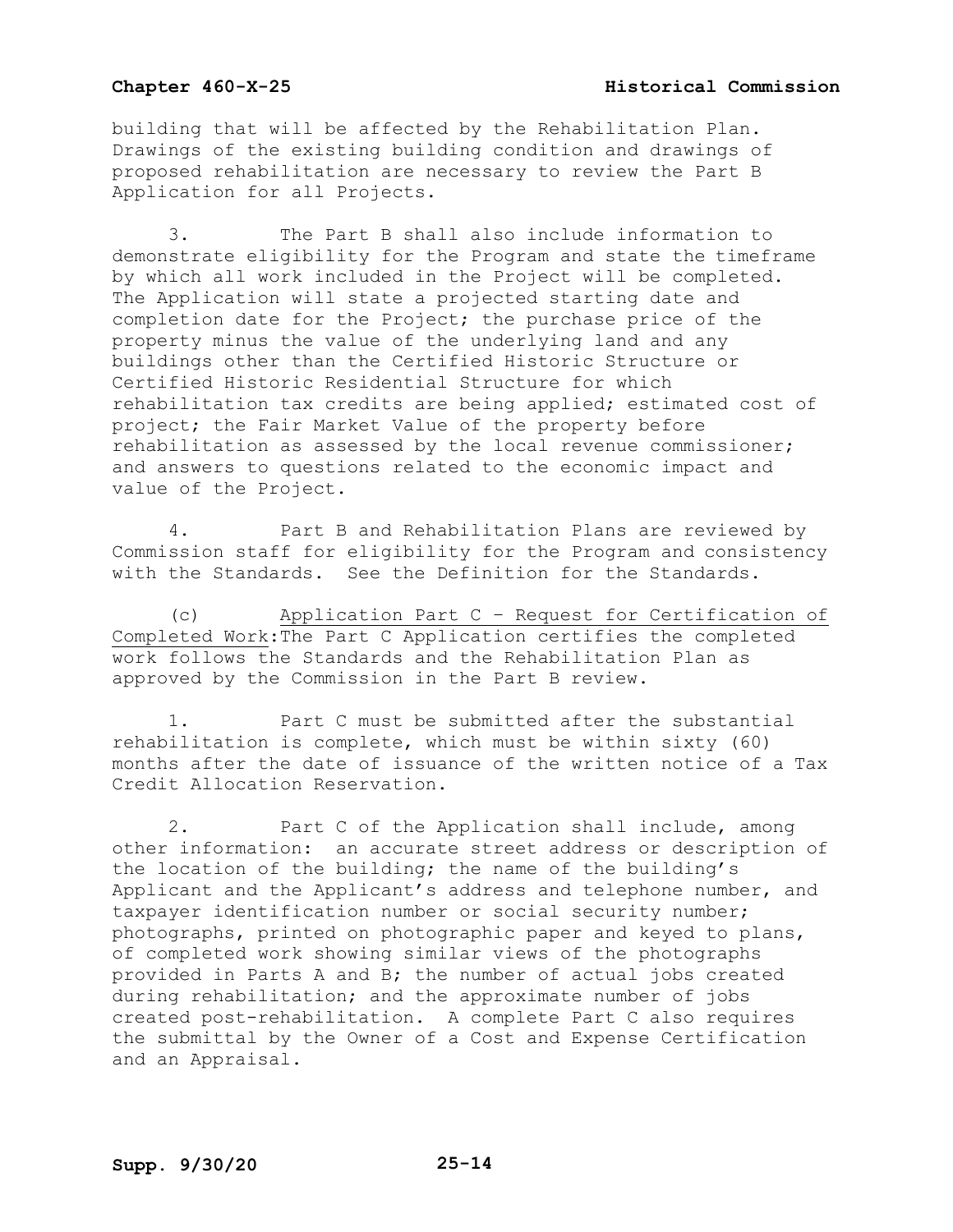building that will be affected by the Rehabilitation Plan. Drawings of the existing building condition and drawings of proposed rehabilitation are necessary to review the Part B Application for all Projects.

3. The Part B shall also include information to demonstrate eligibility for the Program and state the timeframe by which all work included in the Project will be completed. The Application will state a projected starting date and completion date for the Project; the purchase price of the property minus the value of the underlying land and any buildings other than the Certified Historic Structure or Certified Historic Residential Structure for which rehabilitation tax credits are being applied; estimated cost of project; the Fair Market Value of the property before rehabilitation as assessed by the local revenue commissioner; and answers to questions related to the economic impact and value of the Project.

4. Part B and Rehabilitation Plans are reviewed by Commission staff for eligibility for the Program and consistency with the Standards. See the Definition for the Standards.

(c) Application Part C – Request for Certification of Completed Work: The Part C Application certifies the completed work follows the Standards and the Rehabilitation Plan as approved by the Commission in the Part B review.

1. Part C must be submitted after the substantial rehabilitation is complete, which must be within sixty (60) months after the date of issuance of the written notice of a Tax Credit Allocation Reservation.

2. Part C of the Application shall include, among other information: an accurate street address or description of the location of the building; the name of the building's Applicant and the Applicant's address and telephone number, and taxpayer identification number or social security number; photographs, printed on photographic paper and keyed to plans, of completed work showing similar views of the photographs provided in Parts A and B; the number of actual jobs created during rehabilitation; and the approximate number of jobs created post-rehabilitation. A complete Part C also requires the submittal by the Owner of a Cost and Expense Certification and an Appraisal.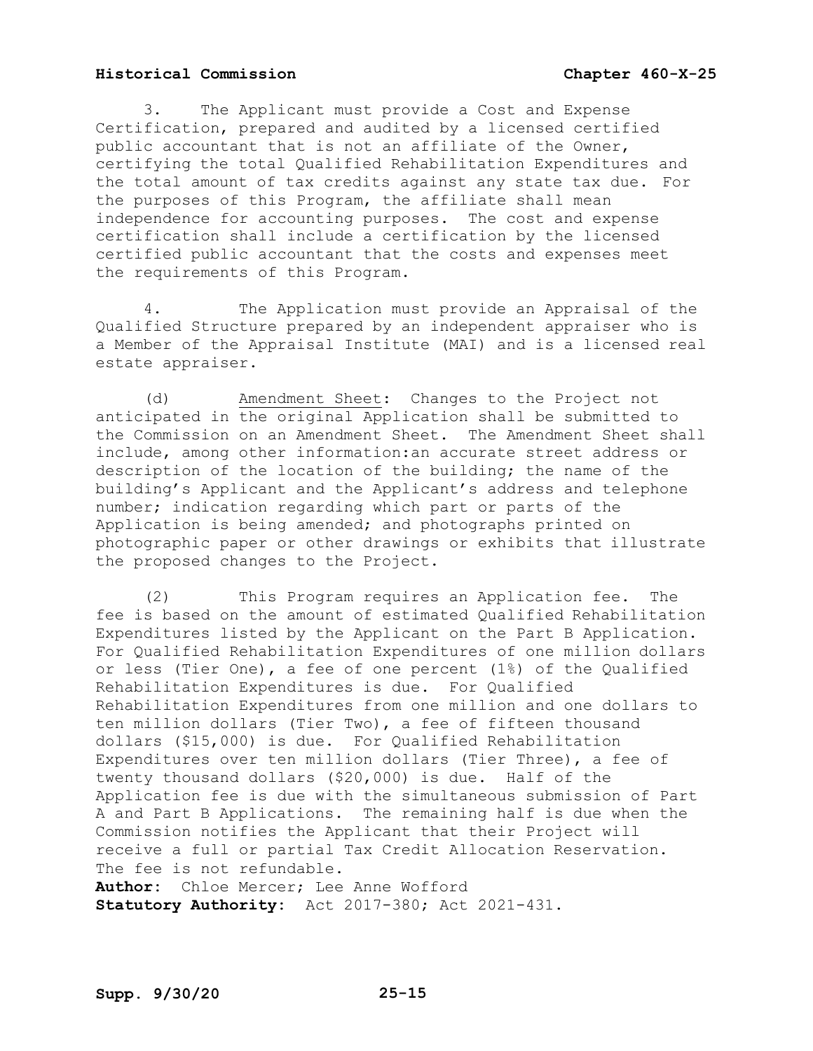3. The Applicant must provide a Cost and Expense Certification, prepared and audited by a licensed certified public accountant that is not an affiliate of the Owner, certifying the total Qualified Rehabilitation Expenditures and the total amount of tax credits against any state tax due. For the purposes of this Program, the affiliate shall mean independence for accounting purposes. The cost and expense certification shall include a certification by the licensed certified public accountant that the costs and expenses meet the requirements of this Program.

4. The Application must provide an Appraisal of the Qualified Structure prepared by an independent appraiser who is a Member of the Appraisal Institute (MAI) and is a licensed real estate appraiser.

(d) Amendment Sheet: Changes to the Project not anticipated in the original Application shall be submitted to the Commission on an Amendment Sheet. The Amendment Sheet shall include, among other information:an accurate street address or description of the location of the building; the name of the building's Applicant and the Applicant's address and telephone number; indication regarding which part or parts of the Application is being amended; and photographs printed on photographic paper or other drawings or exhibits that illustrate the proposed changes to the Project.

(2) This Program requires an Application fee. The fee is based on the amount of estimated Qualified Rehabilitation Expenditures listed by the Applicant on the Part B Application. For Qualified Rehabilitation Expenditures of one million dollars or less (Tier One), a fee of one percent (1%) of the Qualified Rehabilitation Expenditures is due. For Qualified Rehabilitation Expenditures from one million and one dollars to ten million dollars (Tier Two), a fee of fifteen thousand dollars ($15,000) is due. For Qualified Rehabilitation Expenditures over ten million dollars (Tier Three), a fee of twenty thousand dollars ($20,000) is due. Half of the Application fee is due with the simultaneous submission of Part A and Part B Applications. The remaining half is due when the Commission notifies the Applicant that their Project will receive a full or partial Tax Credit Allocation Reservation. The fee is not refundable.

**Author:** Chloe Mercer; Lee Anne Wofford
**Statutory Authority:** Act 2017-380; Act 2021-431.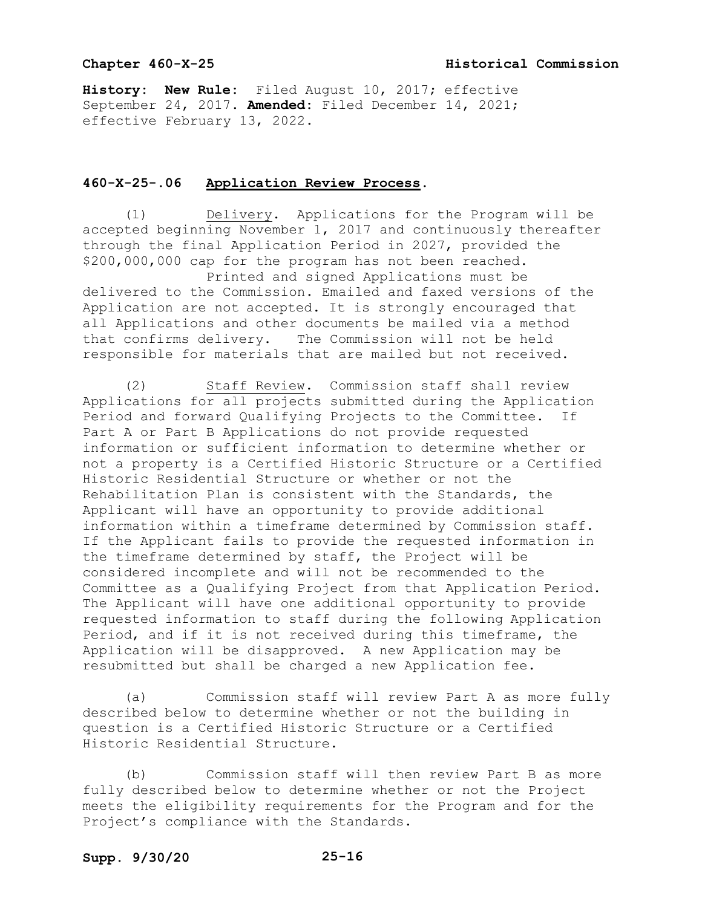**History: New Rule:** Filed August 10, 2017; effective September 24, 2017. **Amended:** Filed December 14, 2021; effective February 13, 2022.

## 460-X-25-.06 Application Review Process.

(1) Delivery. Applications for the Program will be accepted beginning November 1, 2017 and continuously thereafter through the final Application Period in 2027, provided the $200,000,000 cap for the program has not been reached.

Printed and signed Applications must be delivered to the Commission. Emailed and faxed versions of the Application are not accepted. It is strongly encouraged that all Applications and other documents be mailed via a method that confirms delivery. The Commission will not be held responsible for materials that are mailed but not received.

(2) Staff Review. Commission staff shall review Applications for all projects submitted during the Application Period and forward Qualifying Projects to the Committee. If Part A or Part B Applications do not provide requested information or sufficient information to determine whether or not a property is a Certified Historic Structure or a Certified Historic Residential Structure or whether or not the Rehabilitation Plan is consistent with the Standards, the Applicant will have an opportunity to provide additional information within a timeframe determined by Commission staff. If the Applicant fails to provide the requested information in the timeframe determined by staff, the Project will be considered incomplete and will not be recommended to the Committee as a Qualifying Project from that Application Period. The Applicant will have one additional opportunity to provide requested information to staff during the following Application Period, and if it is not received during this timeframe, the Application will be disapproved. A new Application may be resubmitted but shall be charged a new Application fee.

(a) Commission staff will review Part A as more fully described below to determine whether or not the building in question is a Certified Historic Structure or a Certified Historic Residential Structure.

(b) Commission staff will then review Part B as more fully described below to determine whether or not the Project meets the eligibility requirements for the Program and for the Project's compliance with the Standards.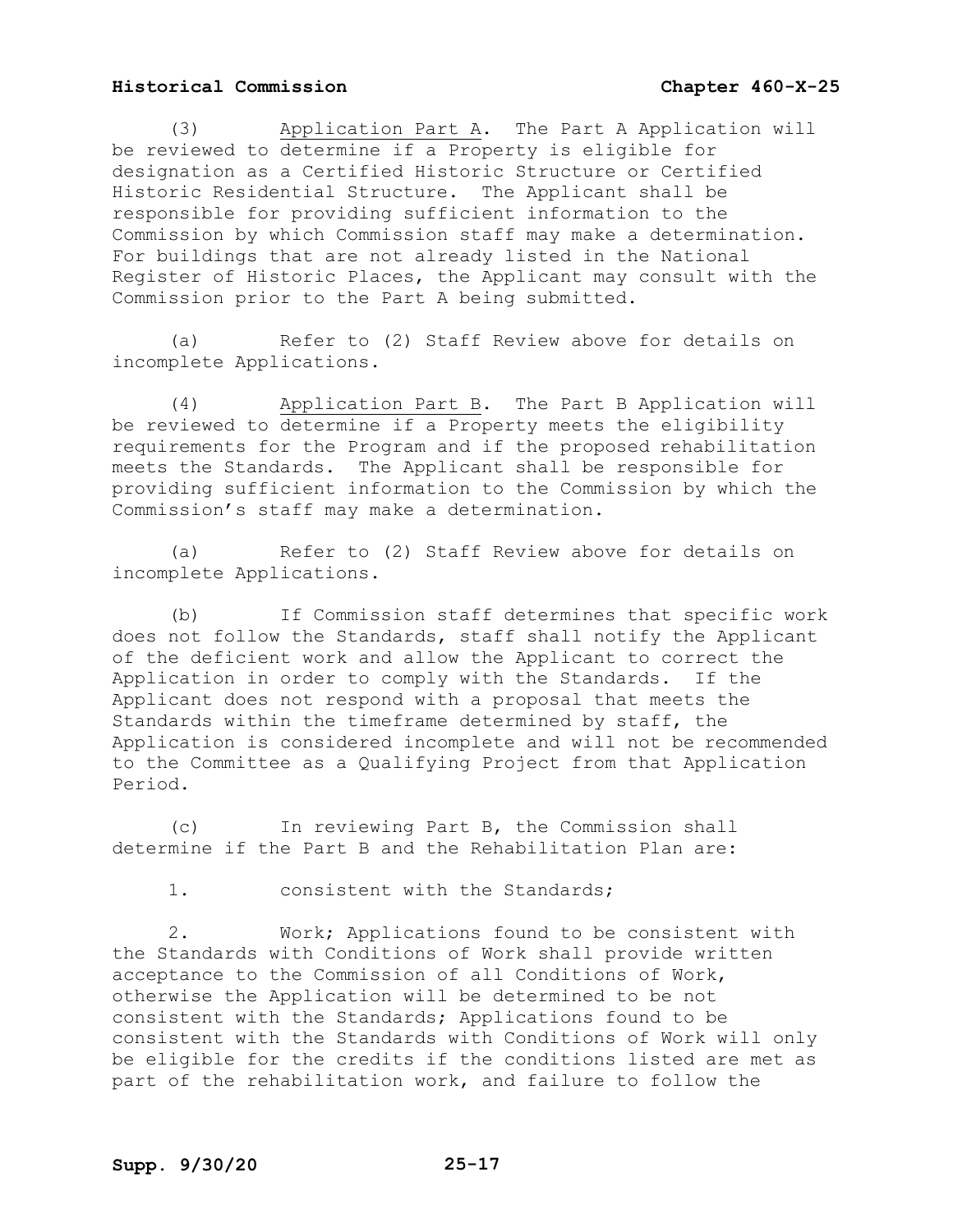(3) Application Part A. The Part A Application will be reviewed to determine if a Property is eligible for designation as a Certified Historic Structure or Certified Historic Residential Structure. The Applicant shall be responsible for providing sufficient information to the Commission by which Commission staff may make a determination. For buildings that are not already listed in the National Register of Historic Places, the Applicant may consult with the Commission prior to the Part A being submitted.

(a) Refer to (2) Staff Review above for details on incomplete Applications.

(4) Application Part B. The Part B Application will be reviewed to determine if a Property meets the eligibility requirements for the Program and if the proposed rehabilitation meets the Standards. The Applicant shall be responsible for providing sufficient information to the Commission by which the Commission's staff may make a determination.

(a) Refer to (2) Staff Review above for details on incomplete Applications.

(b) If Commission staff determines that specific work does not follow the Standards, staff shall notify the Applicant of the deficient work and allow the Applicant to correct the Application in order to comply with the Standards. If the Applicant does not respond with a proposal that meets the Standards within the timeframe determined by staff, the Application is considered incomplete and will not be recommended to the Committee as a Qualifying Project from that Application Period.

(c) In reviewing Part B, the Commission shall determine if the Part B and the Rehabilitation Plan are:

1. consistent with the Standards;

2. Work; Applications found to be consistent with the Standards with Conditions of Work shall provide written acceptance to the Commission of all Conditions of Work, otherwise the Application will be determined to be not consistent with the Standards; Applications found to be consistent with the Standards with Conditions of Work will only be eligible for the credits if the conditions listed are met as part of the rehabilitation work, and failure to follow the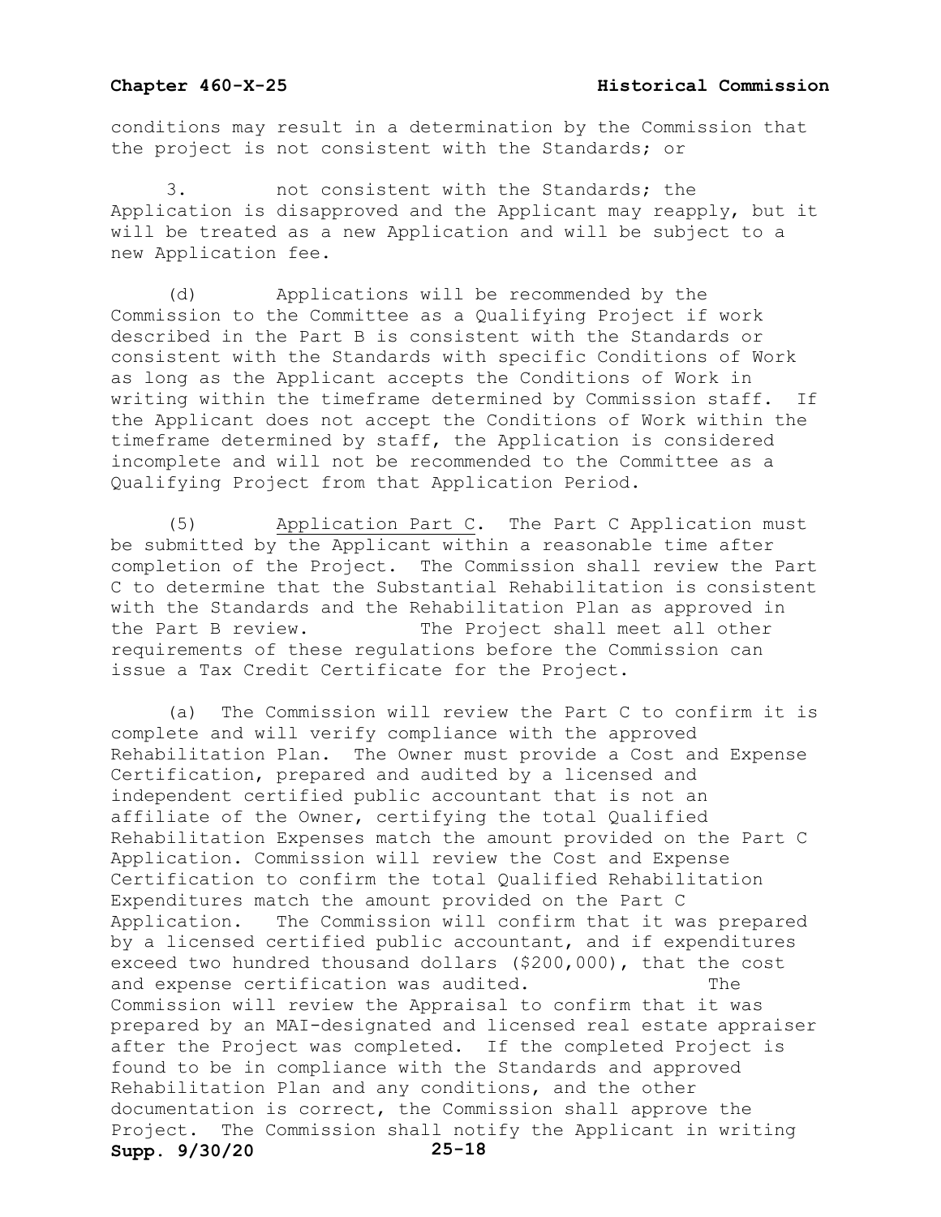conditions may result in a determination by the Commission that the project is not consistent with the Standards; or

3. not consistent with the Standards; the Application is disapproved and the Applicant may reapply, but it will be treated as a new Application and will be subject to a new Application fee.

(d) Applications will be recommended by the Commission to the Committee as a Qualifying Project if work described in the Part B is consistent with the Standards or consistent with the Standards with specific Conditions of Work as long as the Applicant accepts the Conditions of Work in writing within the timeframe determined by Commission staff. If the Applicant does not accept the Conditions of Work within the timeframe determined by staff, the Application is considered incomplete and will not be recommended to the Committee as a Qualifying Project from that Application Period.

(5) Application Part C. The Part C Application must be submitted by the Applicant within a reasonable time after completion of the Project. The Commission shall review the Part C to determine that the Substantial Rehabilitation is consistent with the Standards and the Rehabilitation Plan as approved in the Part B review. The Project shall meet all other requirements of these regulations before the Commission can issue a Tax Credit Certificate for the Project.

(a) The Commission will review the Part C to confirm it is complete and will verify compliance with the approved Rehabilitation Plan. The Owner must provide a Cost and Expense Certification, prepared and audited by a licensed and independent certified public accountant that is not an affiliate of the Owner, certifying the total Qualified Rehabilitation Expenses match the amount provided on the Part C Application. Commission will review the Cost and Expense Certification to confirm the total Qualified Rehabilitation Expenditures match the amount provided on the Part C Application. The Commission will confirm that it was prepared by a licensed certified public accountant, and if expenditures exceed two hundred thousand dollars ($200,000), that the cost and expense certification was audited. The Commission will review the Appraisal to confirm that it was prepared by an MAI-designated and licensed real estate appraiser after the Project was completed. If the completed Project is found to be in compliance with the Standards and approved Rehabilitation Plan and any conditions, and the other documentation is correct, the Commission shall approve the Project. The Commission shall notify the Applicant in writing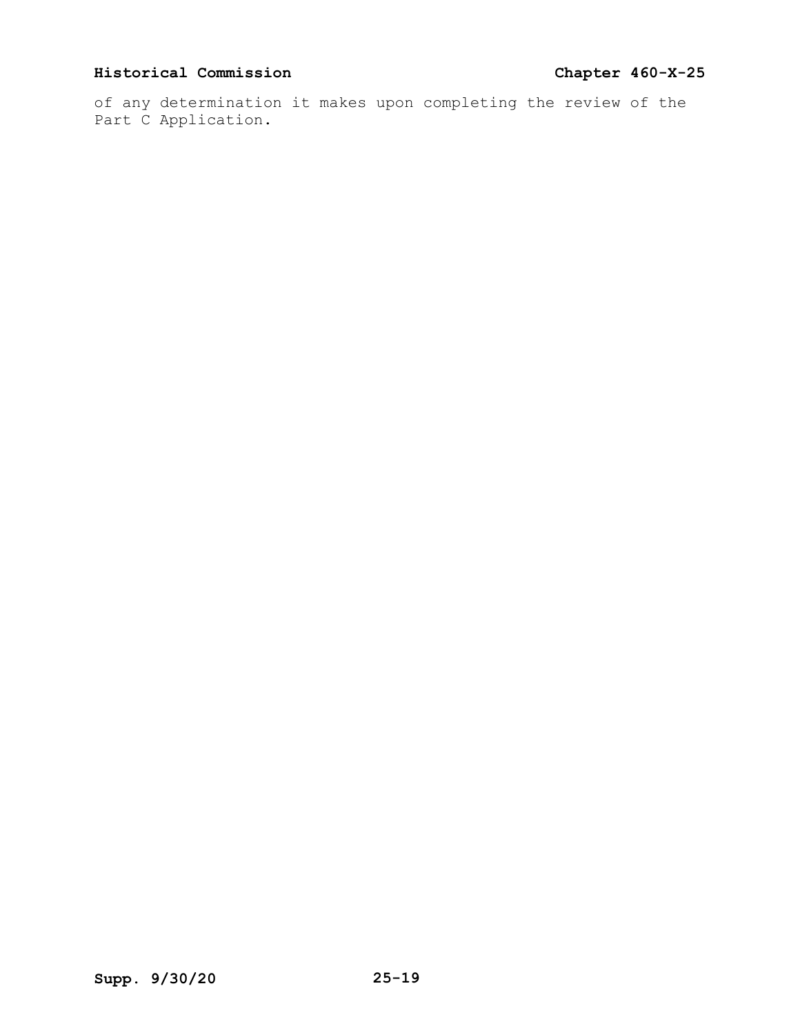of any determination it makes upon completing the review of the Part C Application.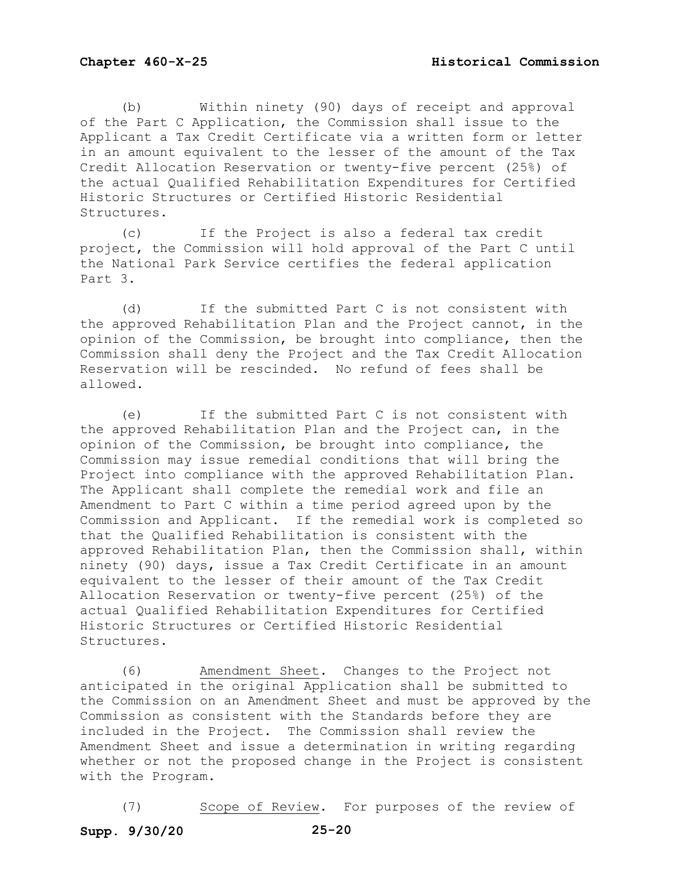(b) Within ninety (90) days of receipt and approval of the Part C Application, the Commission shall issue to the Applicant a Tax Credit Certificate via a written form or letter in an amount equivalent to the lesser of the amount of the Tax Credit Allocation Reservation or twenty-five percent (25%) of the actual Qualified Rehabilitation Expenditures for Certified Historic Structures or Certified Historic Residential Structures.

(c) If the Project is also a federal tax credit project, the Commission will hold approval of the Part C until the National Park Service certifies the federal application Part 3.

(d) If the submitted Part C is not consistent with the approved Rehabilitation Plan and the Project cannot, in the opinion of the Commission, be brought into compliance, then the Commission shall deny the Project and the Tax Credit Allocation Reservation will be rescinded. No refund of fees shall be allowed.

(e) If the submitted Part C is not consistent with the approved Rehabilitation Plan and the Project can, in the opinion of the Commission, be brought into compliance, the Commission may issue remedial conditions that will bring the Project into compliance with the approved Rehabilitation Plan. The Applicant shall complete the remedial work and file an Amendment to Part C within a time period agreed upon by the Commission and Applicant. If the remedial work is completed so that the Qualified Rehabilitation is consistent with the approved Rehabilitation Plan, then the Commission shall, within ninety (90) days, issue a Tax Credit Certificate in an amount equivalent to the lesser of their amount of the Tax Credit Allocation Reservation or twenty-five percent (25%) of the actual Qualified Rehabilitation Expenditures for Certified Historic Structures or Certified Historic Residential Structures.

(6) Amendment Sheet. Changes to the Project not anticipated in the original Application shall be submitted to the Commission on an Amendment Sheet and must be approved by the Commission as consistent with the Standards before they are included in the Project. The Commission shall review the Amendment Sheet and issue a determination in writing regarding whether or not the proposed change in the Project is consistent with the Program.

(7) Scope of Review. For purposes of the review of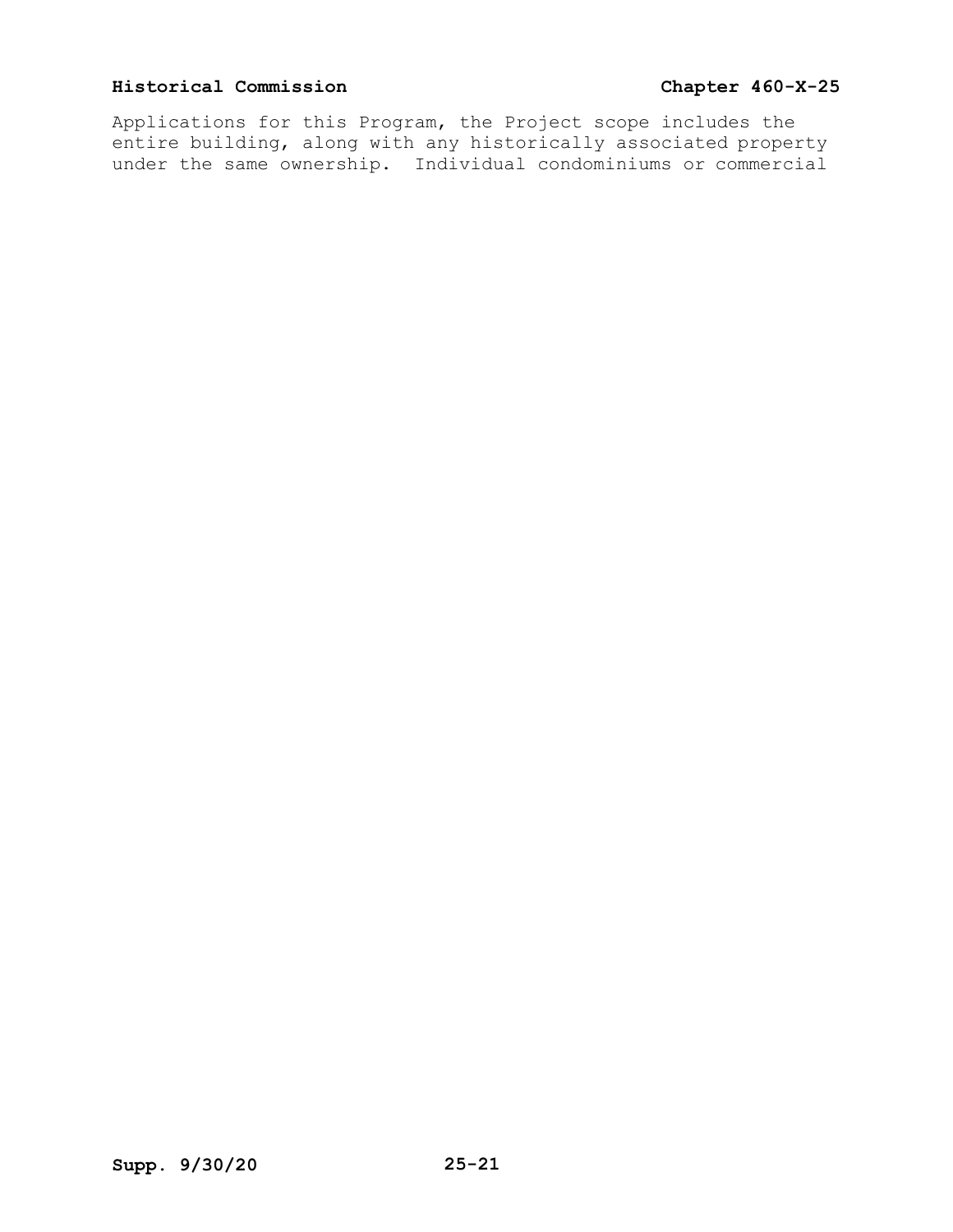Applications for this Program, the Project scope includes the entire building, along with any historically associated property under the same ownership. Individual condominiums or commercial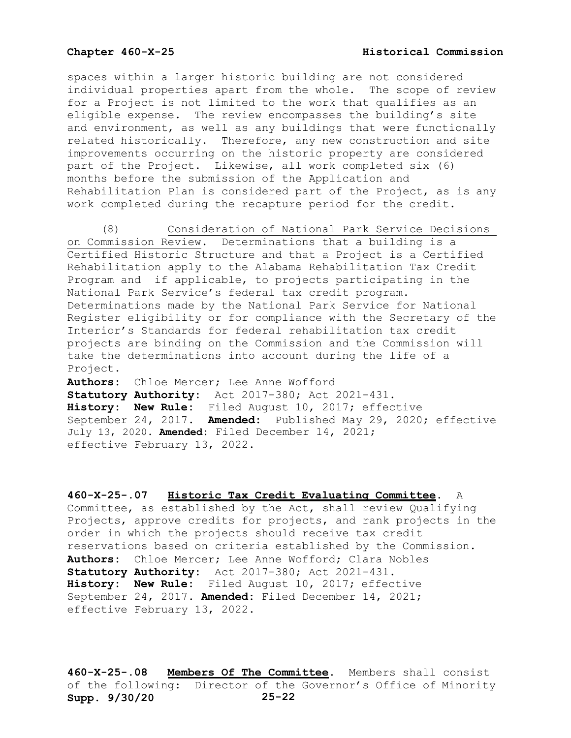spaces within a larger historic building are not considered individual properties apart from the whole. The scope of review for a Project is not limited to the work that qualifies as an eligible expense. The review encompasses the building's site and environment, as well as any buildings that were functionally related historically. Therefore, any new construction and site improvements occurring on the historic property are considered part of the Project. Likewise, all work completed six (6) months before the submission of the Application and Rehabilitation Plan is considered part of the Project, as is any work completed during the recapture period for the credit.

(8) Consideration of National Park Service Decisions on Commission Review. Determinations that a building is a Certified Historic Structure and that a Project is a Certified Rehabilitation apply to the Alabama Rehabilitation Tax Credit Program and if applicable, to projects participating in the National Park Service's federal tax credit program. Determinations made by the National Park Service for National Register eligibility or for compliance with the Secretary of the Interior's Standards for federal rehabilitation tax credit projects are binding on the Commission and the Commission will take the determinations into account during the life of a Project.

**Authors:** Chloe Mercer; Lee Anne Wofford
**Statutory Authority:** Act 2017-380; Act 2021-431.
**History: New Rule:** Filed August 10, 2017; effective September 24, 2017. **Amended:** Published May 29, 2020; effective July 13, 2020. **Amended:** Filed December 14, 2021; effective February 13, 2022.

**460-X-25-.07 Historic Tax Credit Evaluating Committee.** A Committee, as established by the Act, shall review Qualifying Projects, approve credits for projects, and rank projects in the order in which the projects should receive tax credit reservations based on criteria established by the Commission.
**Authors:** Chloe Mercer; Lee Anne Wofford; Clara Nobles
**Statutory Authority:** Act 2017-380; Act 2021-431.
**History: New Rule:** Filed August 10, 2017; effective September 24, 2017. **Amended:** Filed December 14, 2021; effective February 13, 2022.

**460-X-25-.08 Members Of The Committee.** Members shall consist of the following: Director of the Governor's Office of Minority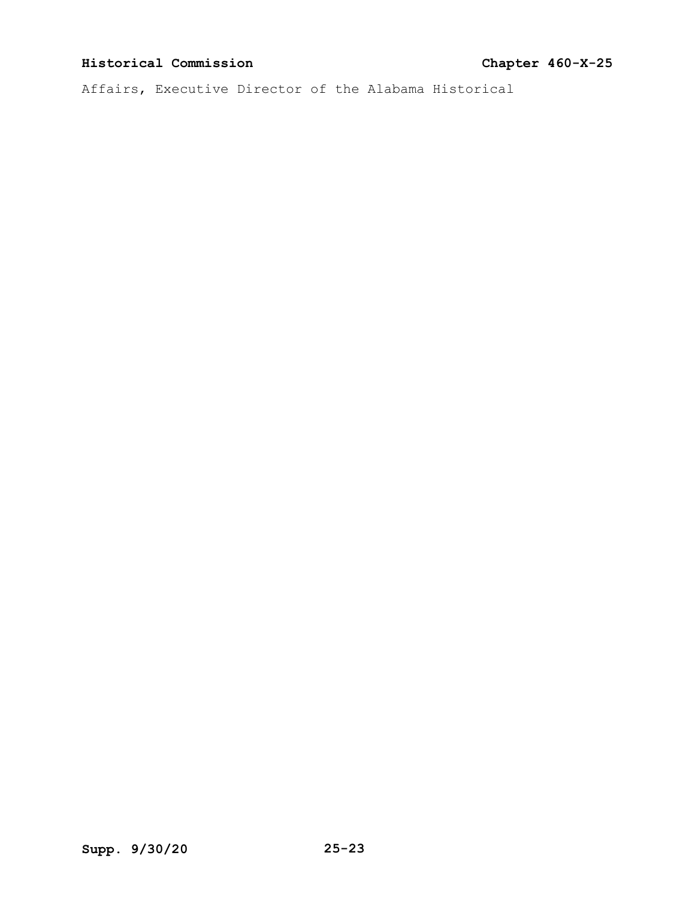Affairs, Executive Director of the Alabama Historical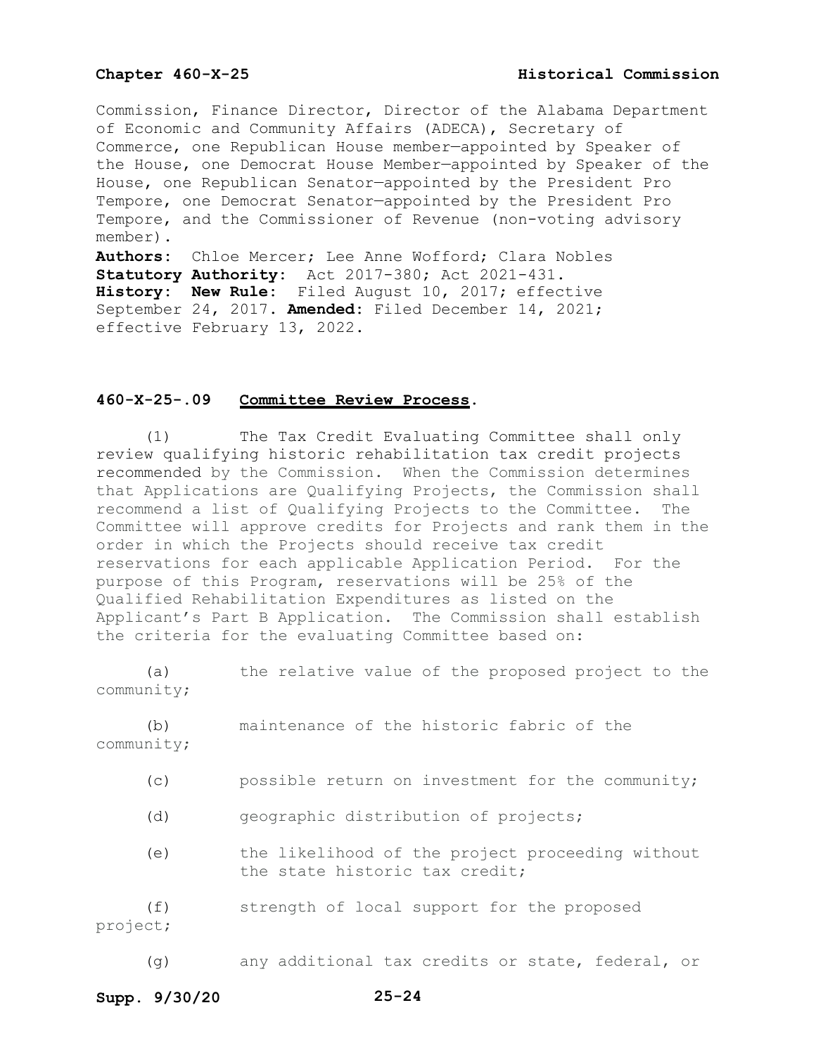Commission, Finance Director, Director of the Alabama Department of Economic and Community Affairs (ADECA), Secretary of Commerce, one Republican House member—appointed by Speaker of the House, one Democrat House Member—appointed by Speaker of the House, one Republican Senator—appointed by the President Pro Tempore, one Democrat Senator—appointed by the President Pro Tempore, and the Commissioner of Revenue (non-voting advisory member).

**Authors:** Chloe Mercer; Lee Anne Wofford; Clara Nobles
**Statutory Authority:** Act 2017-380; Act 2021-431.
**History:** **New Rule:** Filed August 10, 2017; effective September 24, 2017. **Amended:** Filed December 14, 2021; effective February 13, 2022.

### 460-X-25-.09 Committee Review Process.

(1) The Tax Credit Evaluating Committee shall only review qualifying historic rehabilitation tax credit projects recommended by the Commission. When the Commission determines that Applications are Qualifying Projects, the Commission shall recommend a list of Qualifying Projects to the Committee. The Committee will approve credits for Projects and rank them in the order in which the Projects should receive tax credit reservations for each applicable Application Period. For the purpose of this Program, reservations will be 25% of the Qualified Rehabilitation Expenditures as listed on the Applicant's Part B Application. The Commission shall establish the criteria for the evaluating Committee based on:

(a) the relative value of the proposed project to the community;

(b) maintenance of the historic fabric of the community;

(c) possible return on investment for the community;

(d) geographic distribution of projects;

(e) the likelihood of the project proceeding without the state historic tax credit;

(f) strength of local support for the proposed project;

(g) any additional tax credits or state, federal, or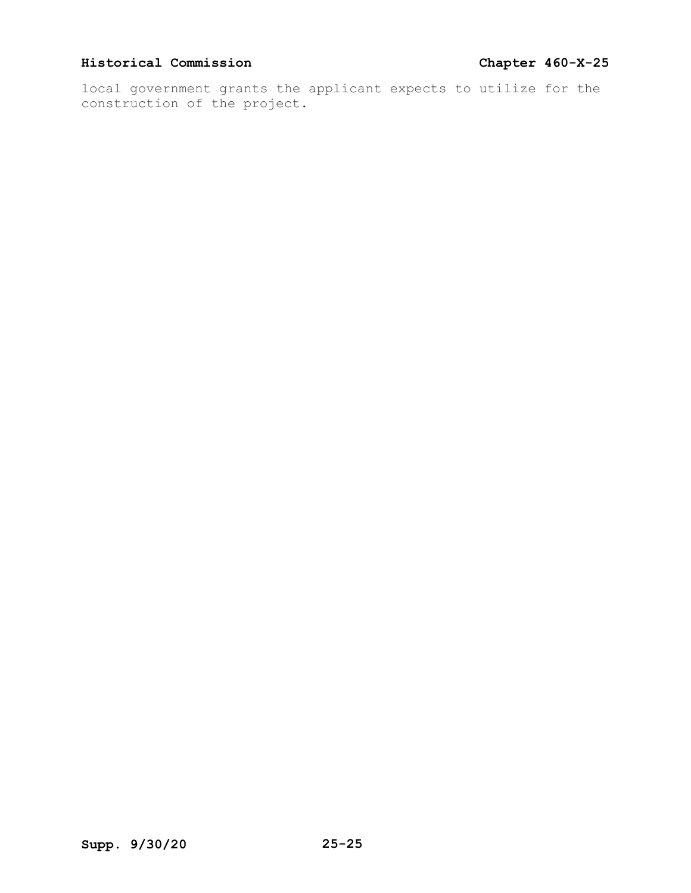local government grants the applicant expects to utilize for the construction of the project.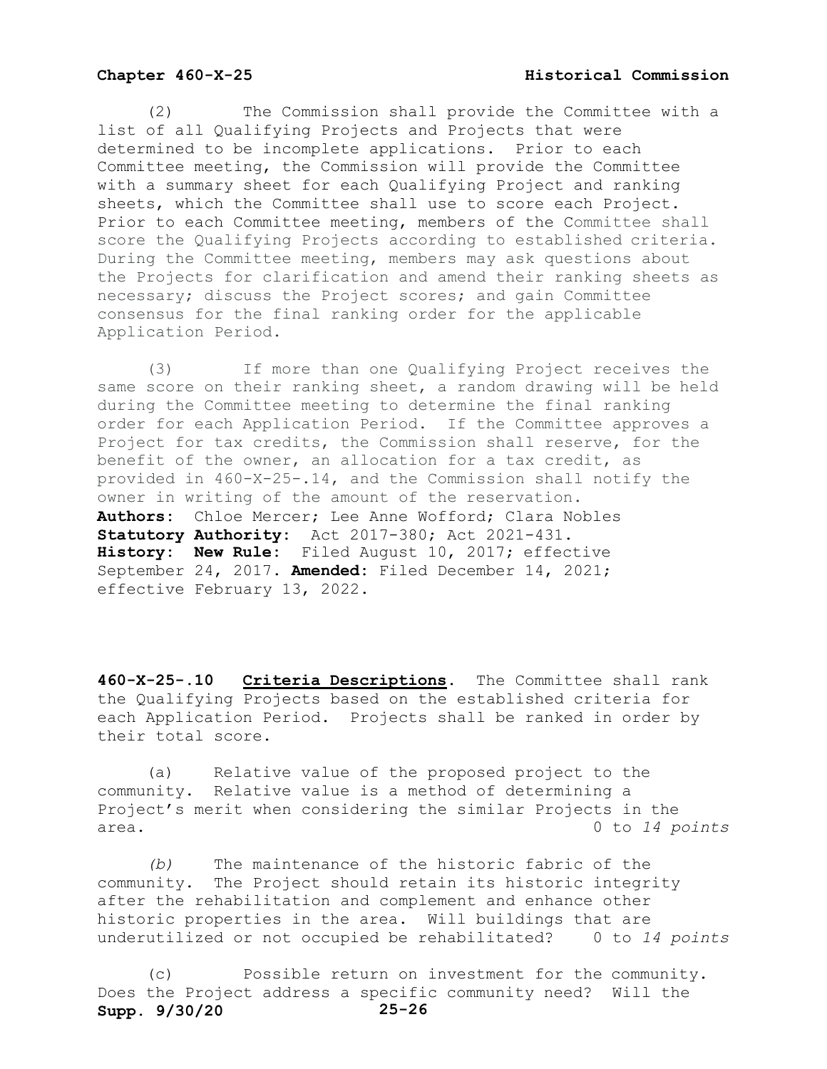(2) The Commission shall provide the Committee with a list of all Qualifying Projects and Projects that were determined to be incomplete applications. Prior to each Committee meeting, the Commission will provide the Committee with a summary sheet for each Qualifying Project and ranking sheets, which the Committee shall use to score each Project. Prior to each Committee meeting, members of the Committee shall score the Qualifying Projects according to established criteria. During the Committee meeting, members may ask questions about the Projects for clarification and amend their ranking sheets as necessary; discuss the Project scores; and gain Committee consensus for the final ranking order for the applicable Application Period.

(3) If more than one Qualifying Project receives the same score on their ranking sheet, a random drawing will be held during the Committee meeting to determine the final ranking order for each Application Period. If the Committee approves a Project for tax credits, the Commission shall reserve, for the benefit of the owner, an allocation for a tax credit, as provided in 460-X-25-.14, and the Commission shall notify the owner in writing of the amount of the reservation.

**Authors:** Chloe Mercer; Lee Anne Wofford; Clara Nobles
**Statutory Authority:** Act 2017-380; Act 2021-431.
**History:** **New Rule:** Filed August 10, 2017; effective September 24, 2017. **Amended:** Filed December 14, 2021; effective February 13, 2022.

**460-X-25-.10 Criteria Descriptions.** The Committee shall rank the Qualifying Projects based on the established criteria for each Application Period. Projects shall be ranked in order by their total score.

(a) Relative value of the proposed project to the community. Relative value is a method of determining a Project's merit when considering the similar Projects in the area. 0 to *14 points*

*(b)* The maintenance of the historic fabric of the community. The Project should retain its historic integrity after the rehabilitation and complement and enhance other historic properties in the area. Will buildings that are underutilized or not occupied be rehabilitated? 0 to *14 points*

(c) Possible return on investment for the community. Does the Project address a specific community need? Will the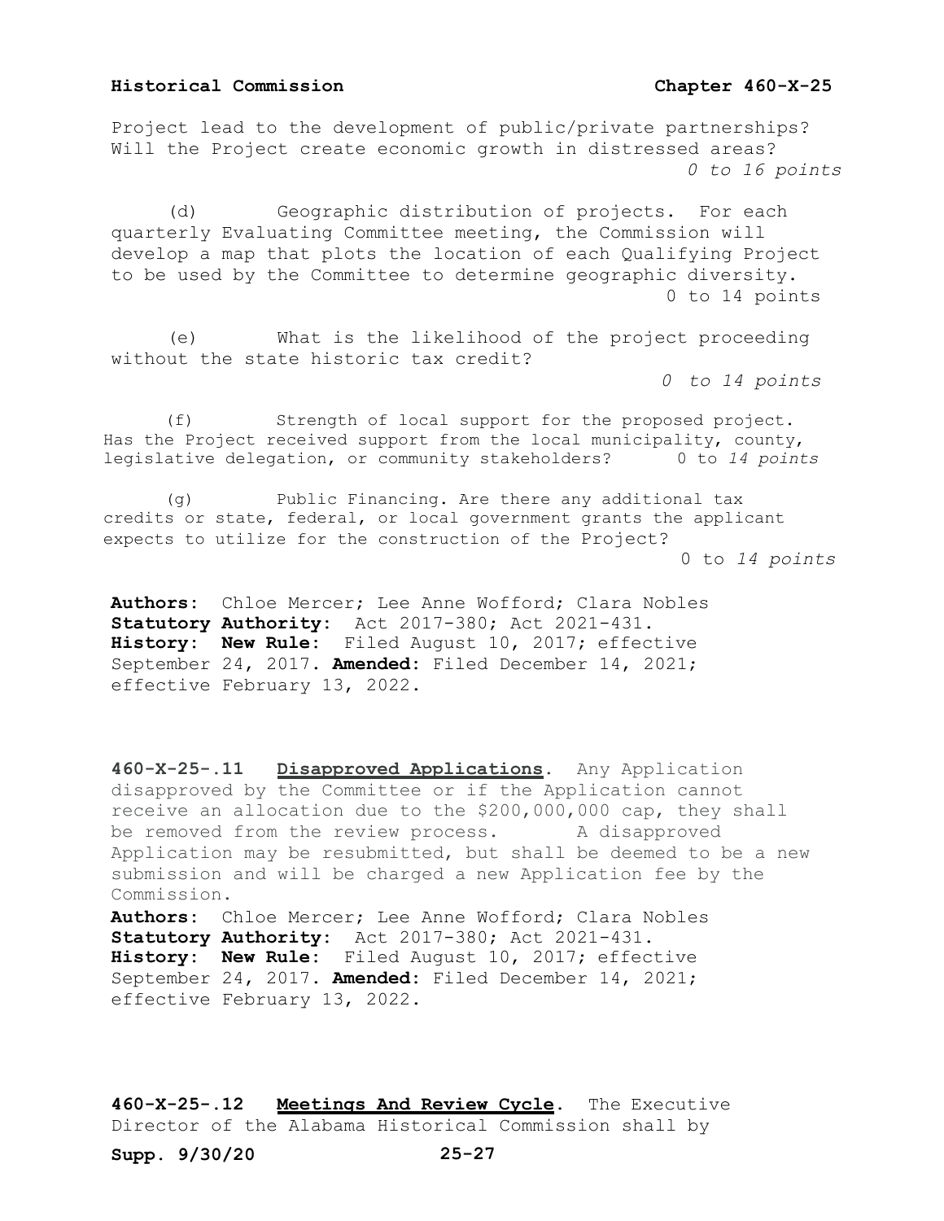Project lead to the development of public/private partnerships? Will the Project create economic growth in distressed areas?
*0 to 16 points*

(d) Geographic distribution of projects. For each quarterly Evaluating Committee meeting, the Commission will develop a map that plots the location of each Qualifying Project to be used by the Committee to determine geographic diversity.
0 to 14 points

(e) What is the likelihood of the project proceeding without the state historic tax credit?
*0 to 14 points*

(f) Strength of local support for the proposed project. Has the Project received support from the local municipality, county, legislative delegation, or community stakeholders? 0 to *14 points*

(g) Public Financing. Are there any additional tax credits or state, federal, or local government grants the applicant expects to utilize for the construction of the Project?
0 to *14 points*

**Authors:** Chloe Mercer; Lee Anne Wofford; Clara Nobles
**Statutory Authority:** Act 2017-380; Act 2021-431.
**History: New Rule:** Filed August 10, 2017; effective September 24, 2017. **Amended:** Filed December 14, 2021; effective February 13, 2022.

**460-X-25-.11 Disapproved Applications.** Any Application disapproved by the Committee or if the Application cannot receive an allocation due to the $200,000,000 cap, they shall be removed from the review process. A disapproved Application may be resubmitted, but shall be deemed to be a new submission and will be charged a new Application fee by the Commission.
**Authors:** Chloe Mercer; Lee Anne Wofford; Clara Nobles
**Statutory Authority:** Act 2017-380; Act 2021-431.
**History: New Rule:** Filed August 10, 2017; effective September 24, 2017. **Amended:** Filed December 14, 2021; effective February 13, 2022.

**460-X-25-.12 Meetings And Review Cycle.** The Executive Director of the Alabama Historical Commission shall by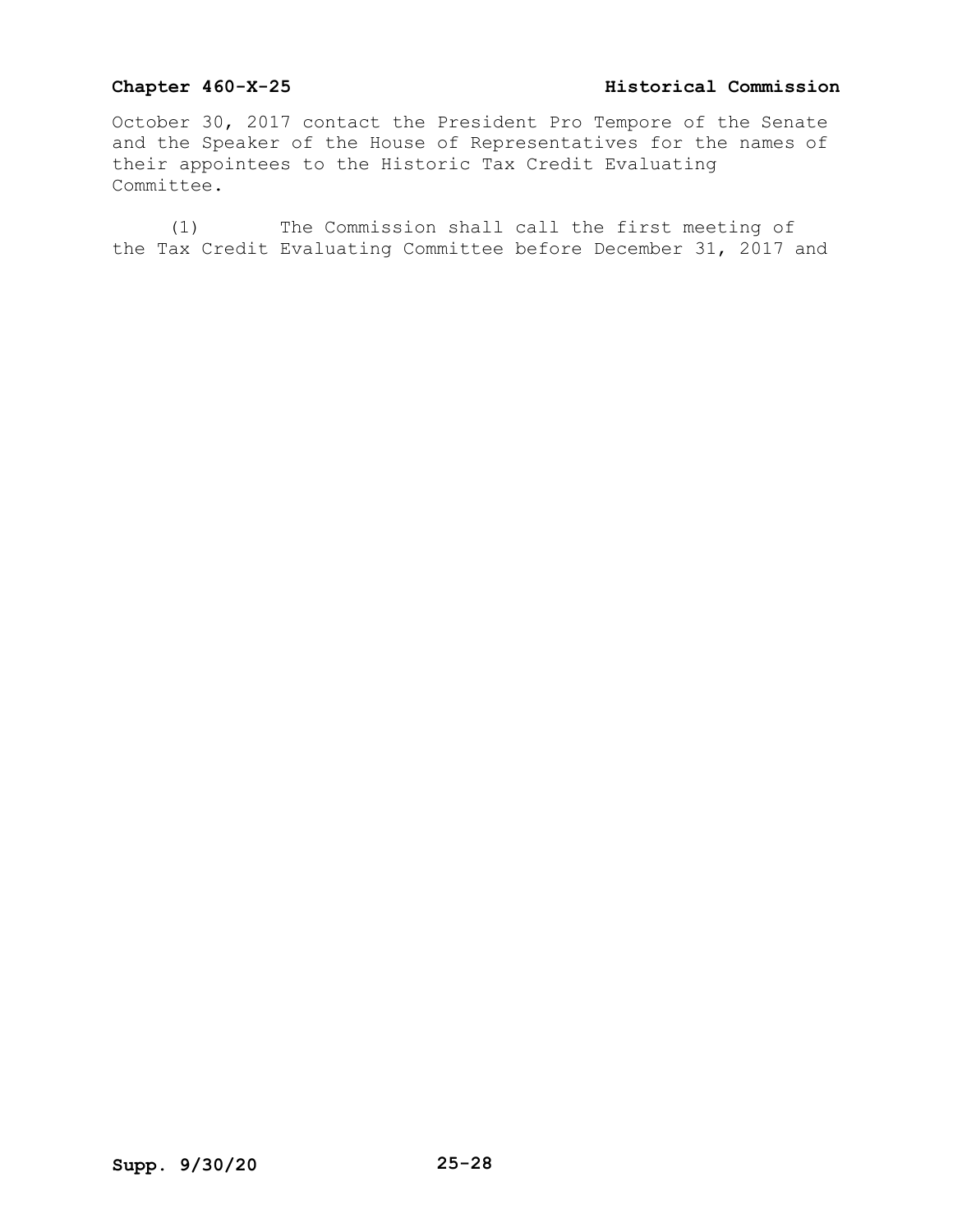October 30, 2017 contact the President Pro Tempore of the Senate and the Speaker of the House of Representatives for the names of their appointees to the Historic Tax Credit Evaluating Committee.

(1) The Commission shall call the first meeting of the Tax Credit Evaluating Committee before December 31, 2017 and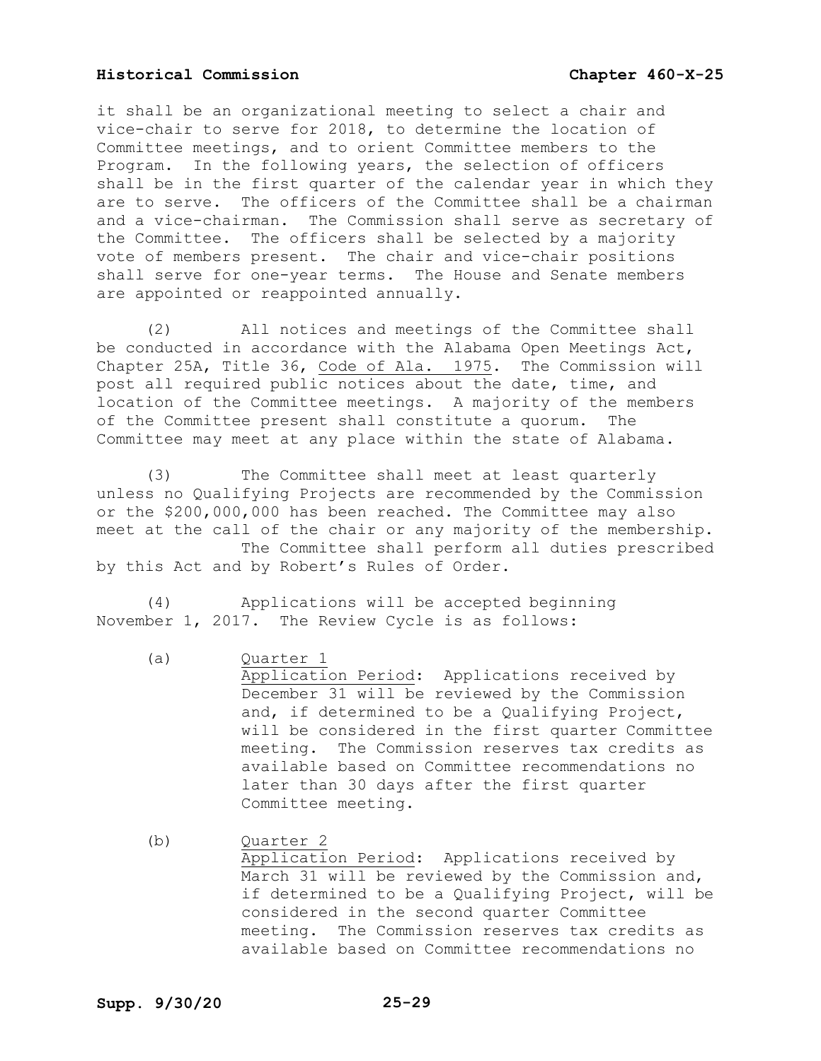it shall be an organizational meeting to select a chair and vice-chair to serve for 2018, to determine the location of Committee meetings, and to orient Committee members to the Program. In the following years, the selection of officers shall be in the first quarter of the calendar year in which they are to serve. The officers of the Committee shall be a chairman and a vice-chairman. The Commission shall serve as secretary of the Committee. The officers shall be selected by a majority vote of members present. The chair and vice-chair positions shall serve for one-year terms. The House and Senate members are appointed or reappointed annually.

(2) All notices and meetings of the Committee shall be conducted in accordance with the Alabama Open Meetings Act, Chapter 25A, Title 36, Code of Ala. 1975. The Commission will post all required public notices about the date, time, and location of the Committee meetings. A majority of the members of the Committee present shall constitute a quorum. The Committee may meet at any place within the state of Alabama.

(3) The Committee shall meet at least quarterly unless no Qualifying Projects are recommended by the Commission or the $200,000,000 has been reached. The Committee may also meet at the call of the chair or any majority of the membership. The Committee shall perform all duties prescribed by this Act and by Robert's Rules of Order.

(4) Applications will be accepted beginning November 1, 2017. The Review Cycle is as follows:

(a) Quarter 1
Application Period: Applications received by December 31 will be reviewed by the Commission and, if determined to be a Qualifying Project, will be considered in the first quarter Committee meeting. The Commission reserves tax credits as available based on Committee recommendations no later than 30 days after the first quarter Committee meeting.

(b) Quarter 2
Application Period: Applications received by March 31 will be reviewed by the Commission and, if determined to be a Qualifying Project, will be considered in the second quarter Committee meeting. The Commission reserves tax credits as available based on Committee recommendations no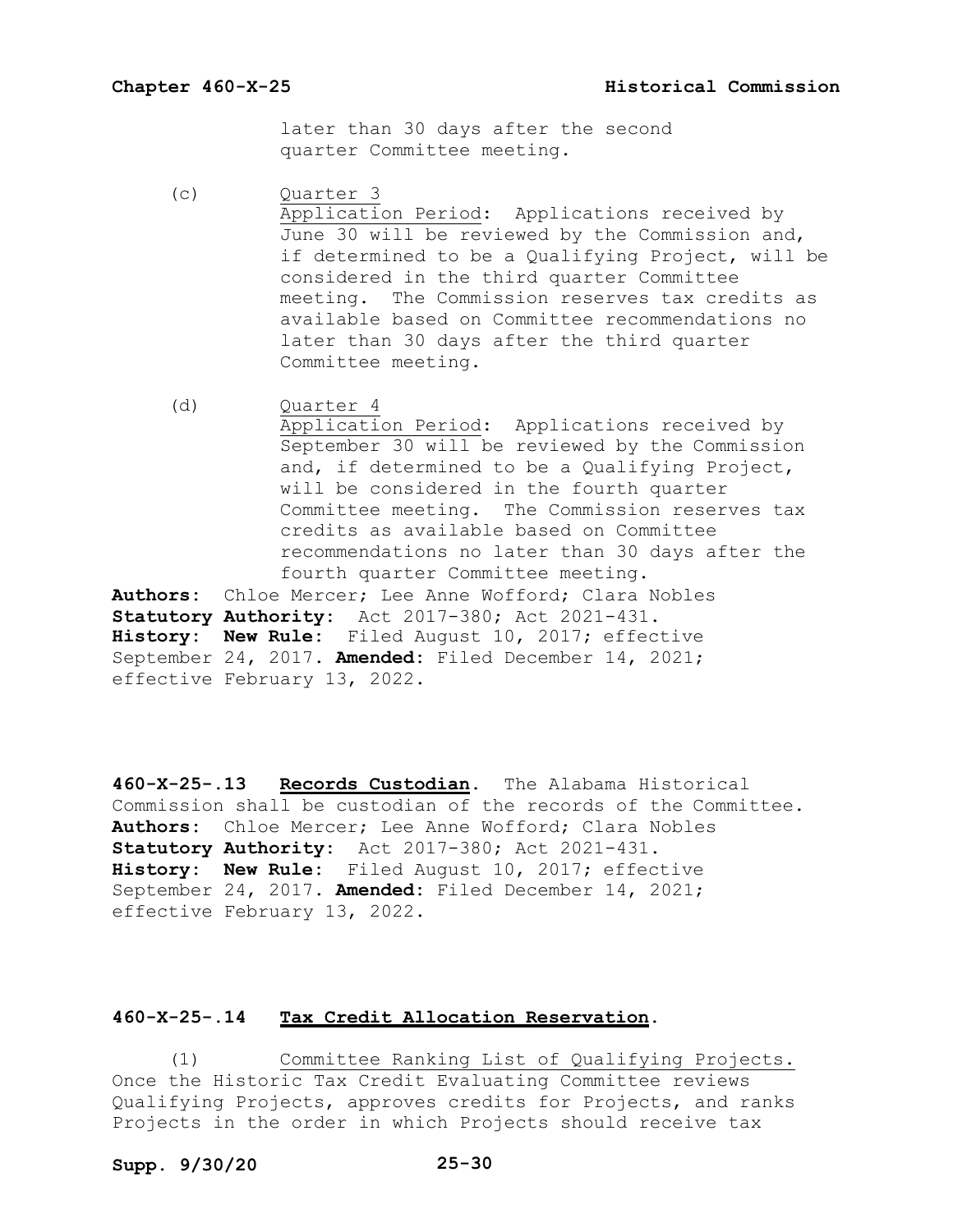later than 30 days after the second quarter Committee meeting.

(c) Quarter 3
Application Period: Applications received by June 30 will be reviewed by the Commission and, if determined to be a Qualifying Project, will be considered in the third quarter Committee meeting. The Commission reserves tax credits as available based on Committee recommendations no later than 30 days after the third quarter Committee meeting.

(d) Quarter 4
Application Period: Applications received by September 30 will be reviewed by the Commission and, if determined to be a Qualifying Project, will be considered in the fourth quarter Committee meeting. The Commission reserves tax credits as available based on Committee recommendations no later than 30 days after the fourth quarter Committee meeting.

**Authors:** Chloe Mercer; Lee Anne Wofford; Clara Nobles
**Statutory Authority:** Act 2017-380; Act 2021-431.
**History:** **New Rule:** Filed August 10, 2017; effective September 24, 2017. **Amended:** Filed December 14, 2021; effective February 13, 2022.

**460-X-25-.13** **Records Custodian.** The Alabama Historical Commission shall be custodian of the records of the Committee.
**Authors:** Chloe Mercer; Lee Anne Wofford; Clara Nobles
**Statutory Authority:** Act 2017-380; Act 2021-431.
**History:** **New Rule:** Filed August 10, 2017; effective September 24, 2017. **Amended:** Filed December 14, 2021; effective February 13, 2022.

**460-X-25-.14** **Tax Credit Allocation Reservation.**

(1) Committee Ranking List of Qualifying Projects. Once the Historic Tax Credit Evaluating Committee reviews Qualifying Projects, approves credits for Projects, and ranks Projects in the order in which Projects should receive tax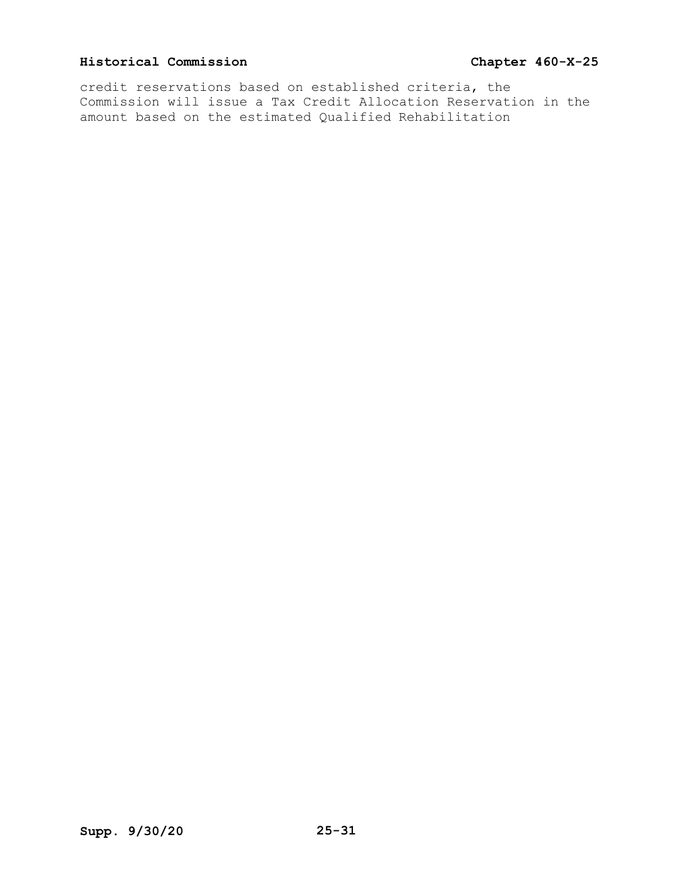credit reservations based on established criteria, the Commission will issue a Tax Credit Allocation Reservation in the amount based on the estimated Qualified Rehabilitation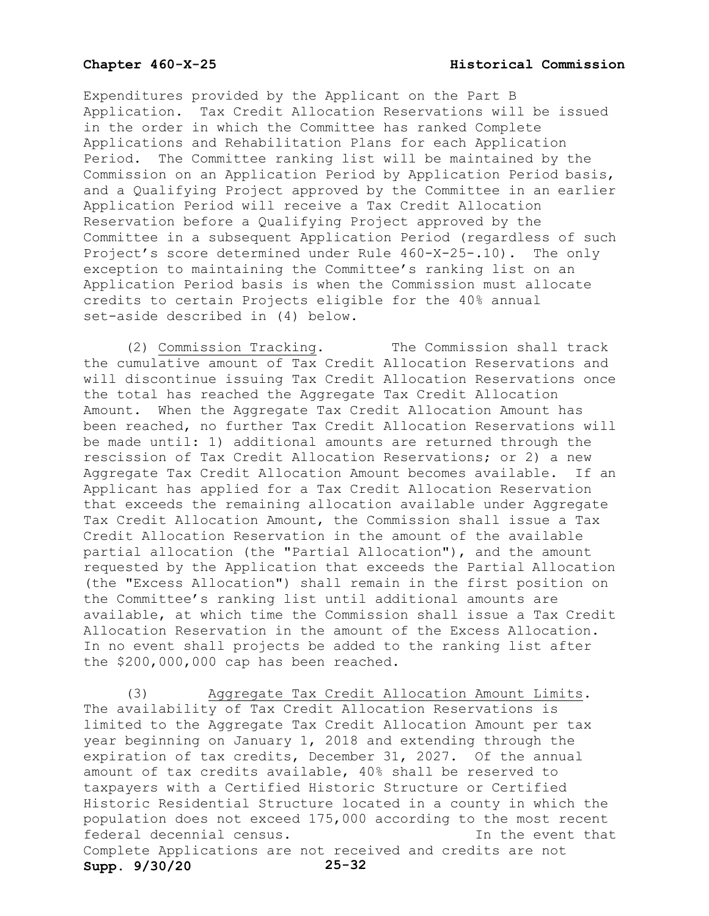Expenditures provided by the Applicant on the Part B Application. Tax Credit Allocation Reservations will be issued in the order in which the Committee has ranked Complete Applications and Rehabilitation Plans for each Application Period. The Committee ranking list will be maintained by the Commission on an Application Period by Application Period basis, and a Qualifying Project approved by the Committee in an earlier Application Period will receive a Tax Credit Allocation Reservation before a Qualifying Project approved by the Committee in a subsequent Application Period (regardless of such Project's score determined under Rule 460-X-25-.10). The only exception to maintaining the Committee's ranking list on an Application Period basis is when the Commission must allocate credits to certain Projects eligible for the 40% annual set-aside described in (4) below.

(2) Commission Tracking. The Commission shall track the cumulative amount of Tax Credit Allocation Reservations and will discontinue issuing Tax Credit Allocation Reservations once the total has reached the Aggregate Tax Credit Allocation Amount. When the Aggregate Tax Credit Allocation Amount has been reached, no further Tax Credit Allocation Reservations will be made until: 1) additional amounts are returned through the rescission of Tax Credit Allocation Reservations; or 2) a new Aggregate Tax Credit Allocation Amount becomes available. If an Applicant has applied for a Tax Credit Allocation Reservation that exceeds the remaining allocation available under Aggregate Tax Credit Allocation Amount, the Commission shall issue a Tax Credit Allocation Reservation in the amount of the available partial allocation (the "Partial Allocation"), and the amount requested by the Application that exceeds the Partial Allocation (the "Excess Allocation") shall remain in the first position on the Committee's ranking list until additional amounts are available, at which time the Commission shall issue a Tax Credit Allocation Reservation in the amount of the Excess Allocation. In no event shall projects be added to the ranking list after the $200,000,000 cap has been reached.

(3) Aggregate Tax Credit Allocation Amount Limits. The availability of Tax Credit Allocation Reservations is limited to the Aggregate Tax Credit Allocation Amount per tax year beginning on January 1, 2018 and extending through the expiration of tax credits, December 31, 2027. Of the annual amount of tax credits available, 40% shall be reserved to taxpayers with a Certified Historic Structure or Certified Historic Residential Structure located in a county in which the population does not exceed 175,000 according to the most recent federal decennial census. In the event that Complete Applications are not received and credits are not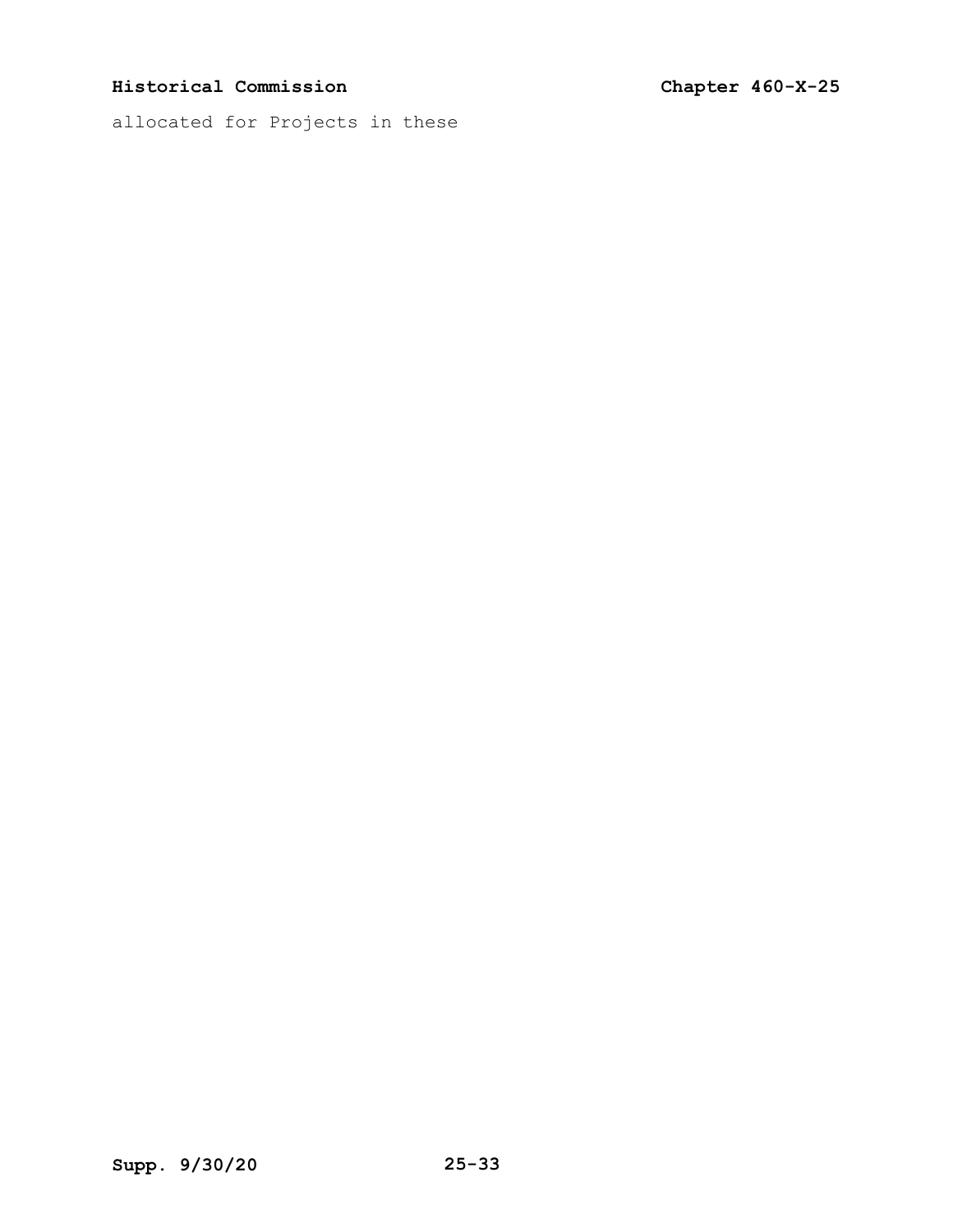allocated for Projects in these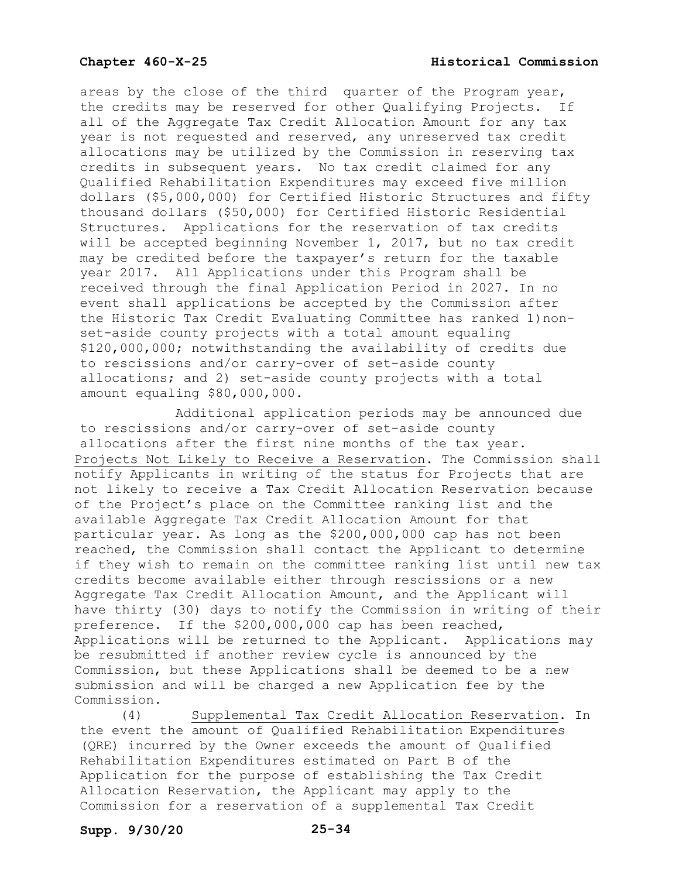areas by the close of the third quarter of the Program year, the credits may be reserved for other Qualifying Projects. If all of the Aggregate Tax Credit Allocation Amount for any tax year is not requested and reserved, any unreserved tax credit allocations may be utilized by the Commission in reserving tax credits in subsequent years. No tax credit claimed for any Qualified Rehabilitation Expenditures may exceed five million dollars ($5,000,000) for Certified Historic Structures and fifty thousand dollars ($50,000) for Certified Historic Residential Structures. Applications for the reservation of tax credits will be accepted beginning November 1, 2017, but no tax credit may be credited before the taxpayer's return for the taxable year 2017. All Applications under this Program shall be received through the final Application Period in 2027. In no event shall applications be accepted by the Commission after the Historic Tax Credit Evaluating Committee has ranked 1) non-set-aside county projects with a total amount equaling $120,000,000; notwithstanding the availability of credits due to rescissions and/or carry-over of set-aside county allocations; and 2) set-aside county projects with a total amount equaling $80,000,000.

Additional application periods may be announced due to rescissions and/or carry-over of set-aside county allocations after the first nine months of the tax year.

Projects Not Likely to Receive a Reservation. The Commission shall notify Applicants in writing of the status for Projects that are not likely to receive a Tax Credit Allocation Reservation because of the Project's place on the Committee ranking list and the available Aggregate Tax Credit Allocation Amount for that particular year. As long as the $200,000,000 cap has not been reached, the Commission shall contact the Applicant to determine if they wish to remain on the committee ranking list until new tax credits become available either through rescissions or a new Aggregate Tax Credit Allocation Amount, and the Applicant will have thirty (30) days to notify the Commission in writing of their preference. If the $200,000,000 cap has been reached, Applications will be returned to the Applicant. Applications may be resubmitted if another review cycle is announced by the Commission, but these Applications shall be deemed to be a new submission and will be charged a new Application fee by the Commission.

(4) Supplemental Tax Credit Allocation Reservation. In the event the amount of Qualified Rehabilitation Expenditures (QRE) incurred by the Owner exceeds the amount of Qualified Rehabilitation Expenditures estimated on Part B of the Application for the purpose of establishing the Tax Credit Allocation Reservation, the Applicant may apply to the Commission for a reservation of a supplemental Tax Credit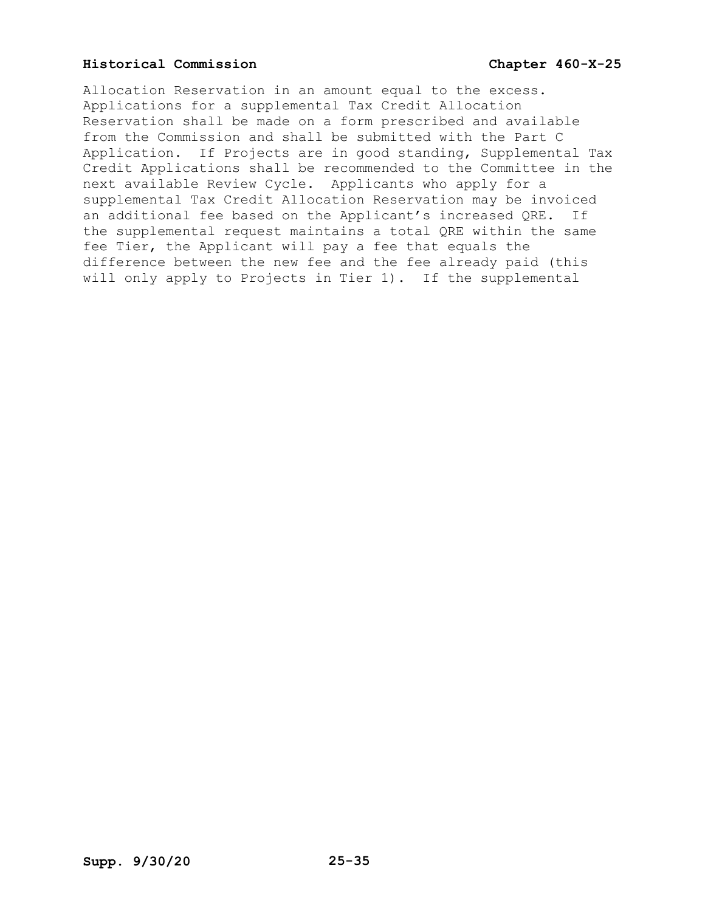Allocation Reservation in an amount equal to the excess. Applications for a supplemental Tax Credit Allocation Reservation shall be made on a form prescribed and available from the Commission and shall be submitted with the Part C Application. If Projects are in good standing, Supplemental Tax Credit Applications shall be recommended to the Committee in the next available Review Cycle. Applicants who apply for a supplemental Tax Credit Allocation Reservation may be invoiced an additional fee based on the Applicant's increased QRE. If the supplemental request maintains a total QRE within the same fee Tier, the Applicant will pay a fee that equals the difference between the new fee and the fee already paid (this will only apply to Projects in Tier 1). If the supplemental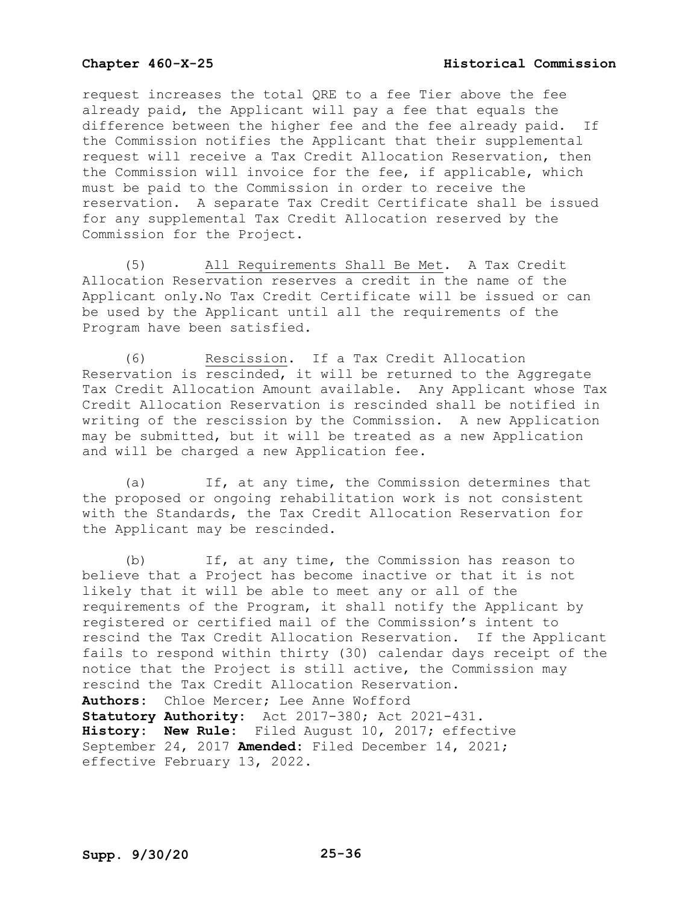request increases the total QRE to a fee Tier above the fee already paid, the Applicant will pay a fee that equals the difference between the higher fee and the fee already paid. If the Commission notifies the Applicant that their supplemental request will receive a Tax Credit Allocation Reservation, then the Commission will invoice for the fee, if applicable, which must be paid to the Commission in order to receive the reservation. A separate Tax Credit Certificate shall be issued for any supplemental Tax Credit Allocation reserved by the Commission for the Project.

(5) All Requirements Shall Be Met. A Tax Credit Allocation Reservation reserves a credit in the name of the Applicant only.No Tax Credit Certificate will be issued or can be used by the Applicant until all the requirements of the Program have been satisfied.

(6) Rescission. If a Tax Credit Allocation Reservation is rescinded, it will be returned to the Aggregate Tax Credit Allocation Amount available. Any Applicant whose Tax Credit Allocation Reservation is rescinded shall be notified in writing of the rescission by the Commission. A new Application may be submitted, but it will be treated as a new Application and will be charged a new Application fee.

(a) If, at any time, the Commission determines that the proposed or ongoing rehabilitation work is not consistent with the Standards, the Tax Credit Allocation Reservation for the Applicant may be rescinded.

(b) If, at any time, the Commission has reason to believe that a Project has become inactive or that it is not likely that it will be able to meet any or all of the requirements of the Program, it shall notify the Applicant by registered or certified mail of the Commission's intent to rescind the Tax Credit Allocation Reservation. If the Applicant fails to respond within thirty (30) calendar days receipt of the notice that the Project is still active, the Commission may rescind the Tax Credit Allocation Reservation.

**Authors:** Chloe Mercer; Lee Anne Wofford
**Statutory Authority:** Act 2017-380; Act 2021-431.
**History:** **New Rule:** Filed August 10, 2017; effective September 24, 2017 **Amended:** Filed December 14, 2021; effective February 13, 2022.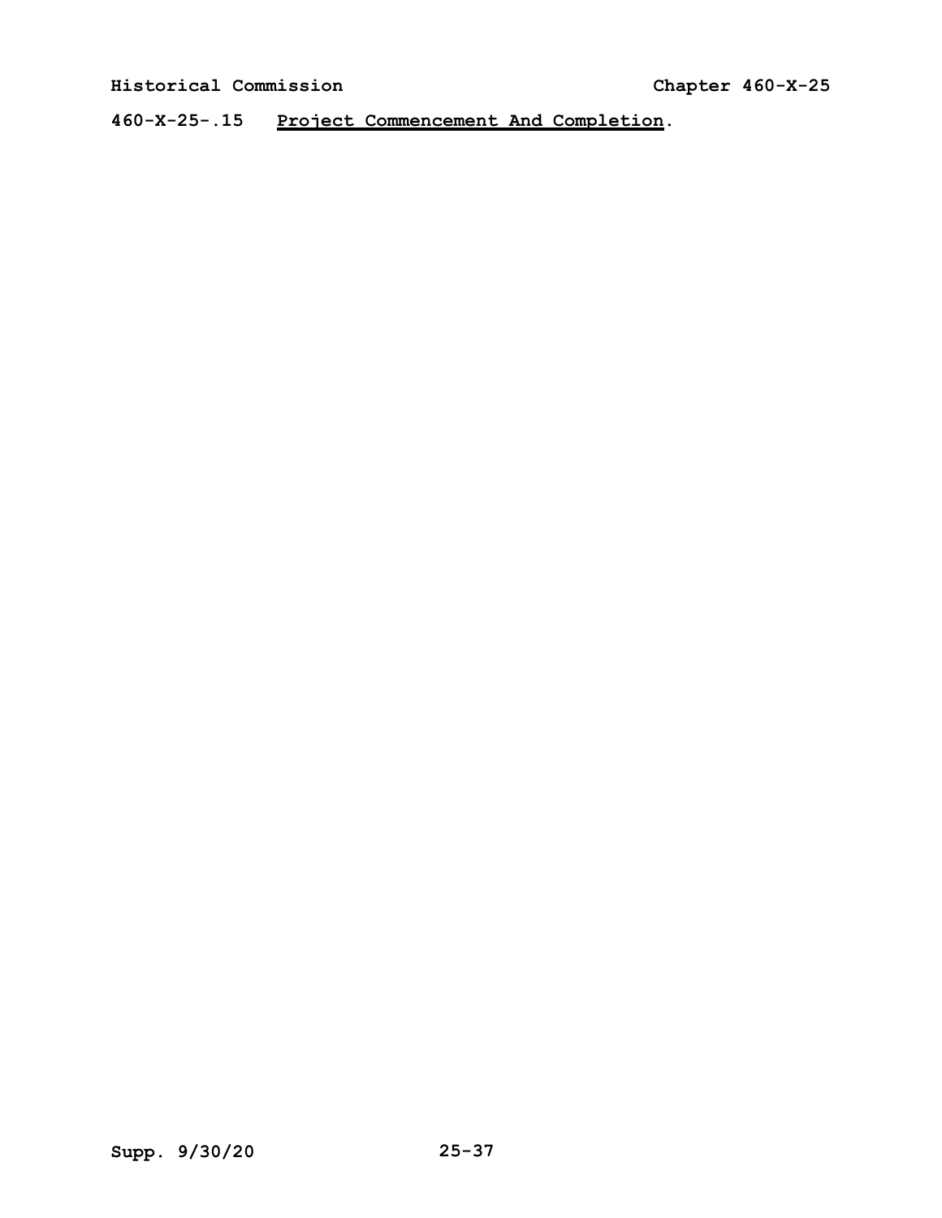460-X-25-.15 **Project Commencement And Completion**.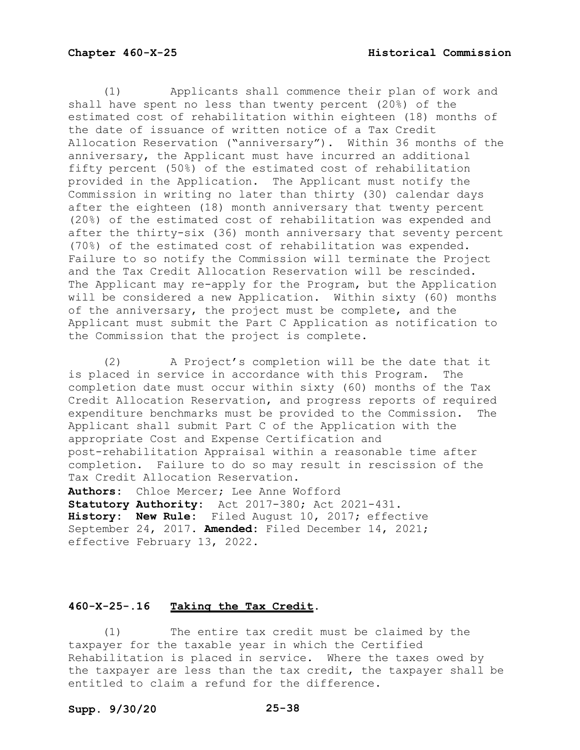(1) Applicants shall commence their plan of work and shall have spent no less than twenty percent (20%) of the estimated cost of rehabilitation within eighteen (18) months of the date of issuance of written notice of a Tax Credit Allocation Reservation ("anniversary"). Within 36 months of the anniversary, the Applicant must have incurred an additional fifty percent (50%) of the estimated cost of rehabilitation provided in the Application. The Applicant must notify the Commission in writing no later than thirty (30) calendar days after the eighteen (18) month anniversary that twenty percent (20%) of the estimated cost of rehabilitation was expended and after the thirty-six (36) month anniversary that seventy percent (70%) of the estimated cost of rehabilitation was expended. Failure to so notify the Commission will terminate the Project and the Tax Credit Allocation Reservation will be rescinded. The Applicant may re-apply for the Program, but the Application will be considered a new Application. Within sixty (60) months of the anniversary, the project must be complete, and the Applicant must submit the Part C Application as notification to the Commission that the project is complete.

(2) A Project's completion will be the date that it is placed in service in accordance with this Program. The completion date must occur within sixty (60) months of the Tax Credit Allocation Reservation, and progress reports of required expenditure benchmarks must be provided to the Commission. The Applicant shall submit Part C of the Application with the appropriate Cost and Expense Certification and post-rehabilitation Appraisal within a reasonable time after completion. Failure to do so may result in rescission of the Tax Credit Allocation Reservation.

**Authors:** Chloe Mercer; Lee Anne Wofford
**Statutory Authority:** Act 2017-380; Act 2021-431.
**History:** **New Rule:** Filed August 10, 2017; effective September 24, 2017. **Amended:** Filed December 14, 2021; effective February 13, 2022.

## 460-X-25-.16 Taking the Tax Credit.

(1) The entire tax credit must be claimed by the taxpayer for the taxable year in which the Certified Rehabilitation is placed in service. Where the taxes owed by the taxpayer are less than the tax credit, the taxpayer shall be entitled to claim a refund for the difference.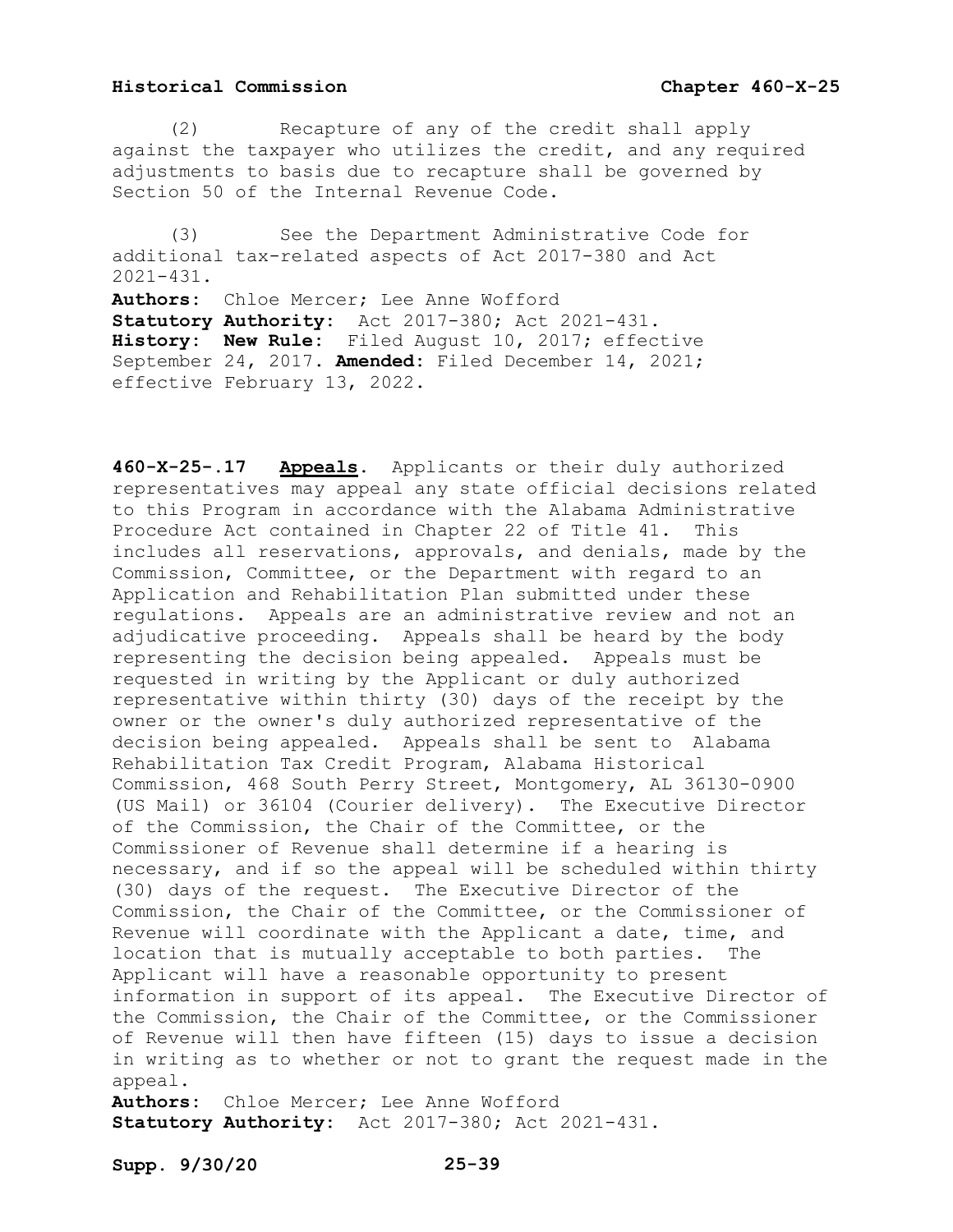(2) Recapture of any of the credit shall apply against the taxpayer who utilizes the credit, and any required adjustments to basis due to recapture shall be governed by Section 50 of the Internal Revenue Code.

(3) See the Department Administrative Code for additional tax-related aspects of Act 2017-380 and Act 2021-431.

**Authors:** Chloe Mercer; Lee Anne Wofford
**Statutory Authority:** Act 2017-380; Act 2021-431.
**History: New Rule:** Filed August 10, 2017; effective September 24, 2017. **Amended:** Filed December 14, 2021; effective February 13, 2022.

**460-X-25-.17 Appeals.** Applicants or their duly authorized representatives may appeal any state official decisions related to this Program in accordance with the Alabama Administrative Procedure Act contained in Chapter 22 of Title 41. This includes all reservations, approvals, and denials, made by the Commission, Committee, or the Department with regard to an Application and Rehabilitation Plan submitted under these regulations. Appeals are an administrative review and not an adjudicative proceeding. Appeals shall be heard by the body representing the decision being appealed. Appeals must be requested in writing by the Applicant or duly authorized representative within thirty (30) days of the receipt by the owner or the owner's duly authorized representative of the decision being appealed. Appeals shall be sent to Alabama Rehabilitation Tax Credit Program, Alabama Historical Commission, 468 South Perry Street, Montgomery, AL 36130-0900 (US Mail) or 36104 (Courier delivery). The Executive Director of the Commission, the Chair of the Committee, or the Commissioner of Revenue shall determine if a hearing is necessary, and if so the appeal will be scheduled within thirty (30) days of the request. The Executive Director of the Commission, the Chair of the Committee, or the Commissioner of Revenue will coordinate with the Applicant a date, time, and location that is mutually acceptable to both parties. The Applicant will have a reasonable opportunity to present information in support of its appeal. The Executive Director of the Commission, the Chair of the Committee, or the Commissioner of Revenue will then have fifteen (15) days to issue a decision in writing as to whether or not to grant the request made in the appeal.

**Authors:** Chloe Mercer; Lee Anne Wofford
**Statutory Authority:** Act 2017-380; Act 2021-431.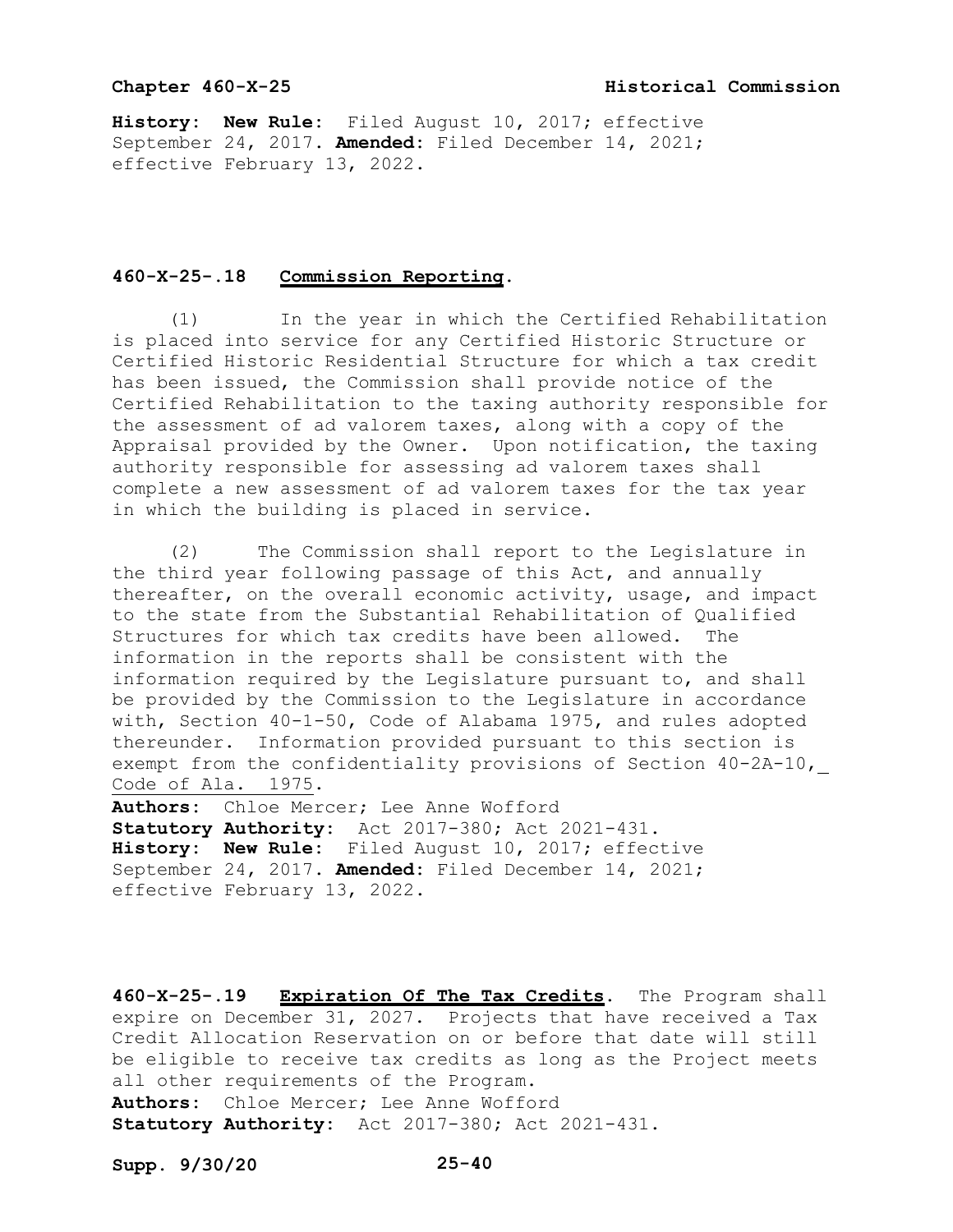**History: New Rule:** Filed August 10, 2017; effective September 24, 2017. **Amended:** Filed December 14, 2021; effective February 13, 2022.

**460-X-25-.18 Commission Reporting.**

(1) In the year in which the Certified Rehabilitation is placed into service for any Certified Historic Structure or Certified Historic Residential Structure for which a tax credit has been issued, the Commission shall provide notice of the Certified Rehabilitation to the taxing authority responsible for the assessment of ad valorem taxes, along with a copy of the Appraisal provided by the Owner. Upon notification, the taxing authority responsible for assessing ad valorem taxes shall complete a new assessment of ad valorem taxes for the tax year in which the building is placed in service.

(2) The Commission shall report to the Legislature in the third year following passage of this Act, and annually thereafter, on the overall economic activity, usage, and impact to the state from the Substantial Rehabilitation of Qualified Structures for which tax credits have been allowed. The information in the reports shall be consistent with the information required by the Legislature pursuant to, and shall be provided by the Commission to the Legislature in accordance with, Section 40-1-50, Code of Alabama 1975, and rules adopted thereunder. Information provided pursuant to this section is exempt from the confidentiality provisions of Section 40-2A-10, Code of Ala. 1975.

**Authors:** Chloe Mercer; Lee Anne Wofford
**Statutory Authority:** Act 2017-380; Act 2021-431.
**History: New Rule:** Filed August 10, 2017; effective September 24, 2017. **Amended:** Filed December 14, 2021; effective February 13, 2022.

**460-X-25-.19 Expiration Of The Tax Credits.** The Program shall expire on December 31, 2027. Projects that have received a Tax Credit Allocation Reservation on or before that date will still be eligible to receive tax credits as long as the Project meets all other requirements of the Program.
**Authors:** Chloe Mercer; Lee Anne Wofford
**Statutory Authority:** Act 2017-380; Act 2021-431.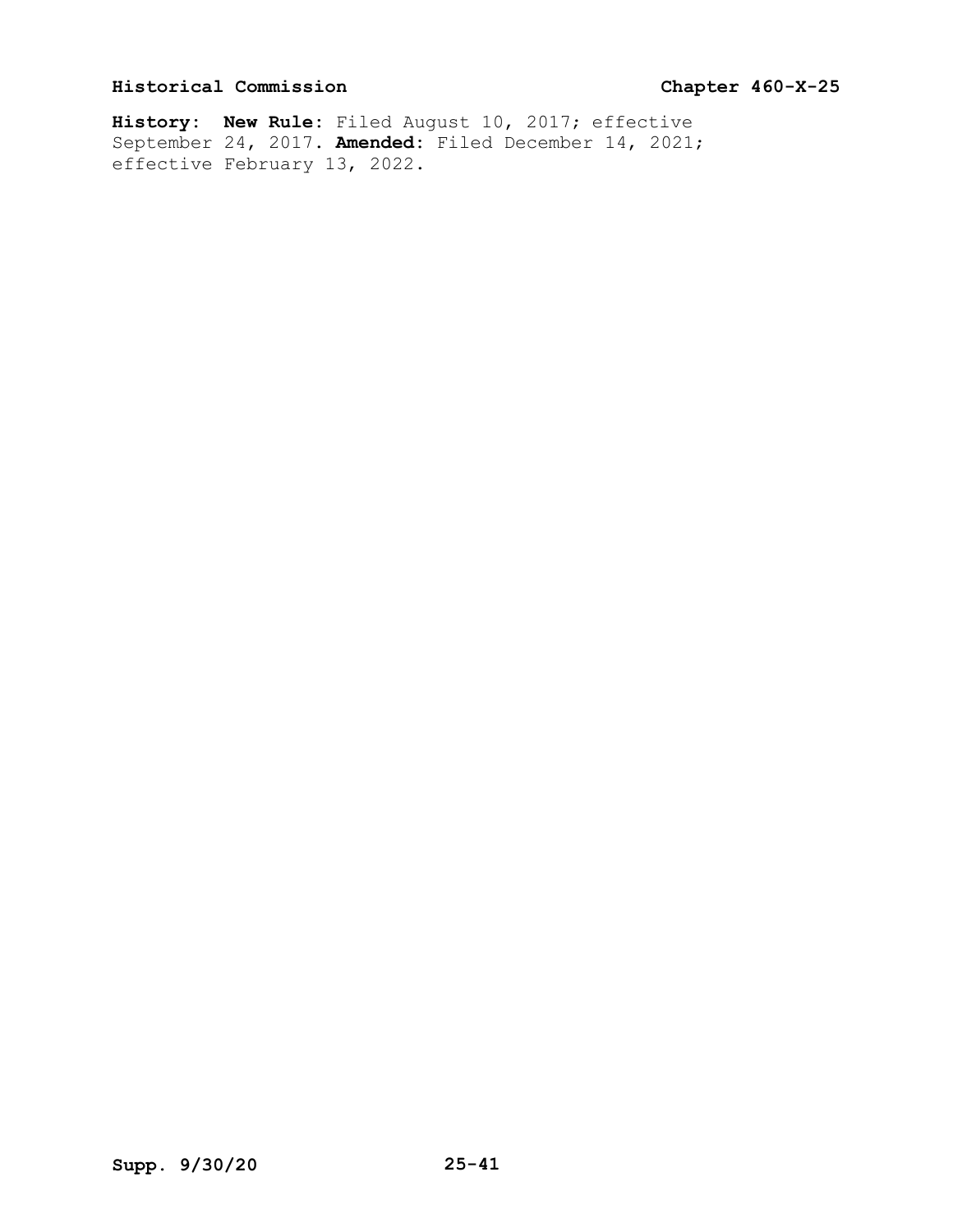**History**: **New Rule**: Filed August 10, 2017; effective September 24, 2017. **Amended**: Filed December 14, 2021; effective February 13, 2022.